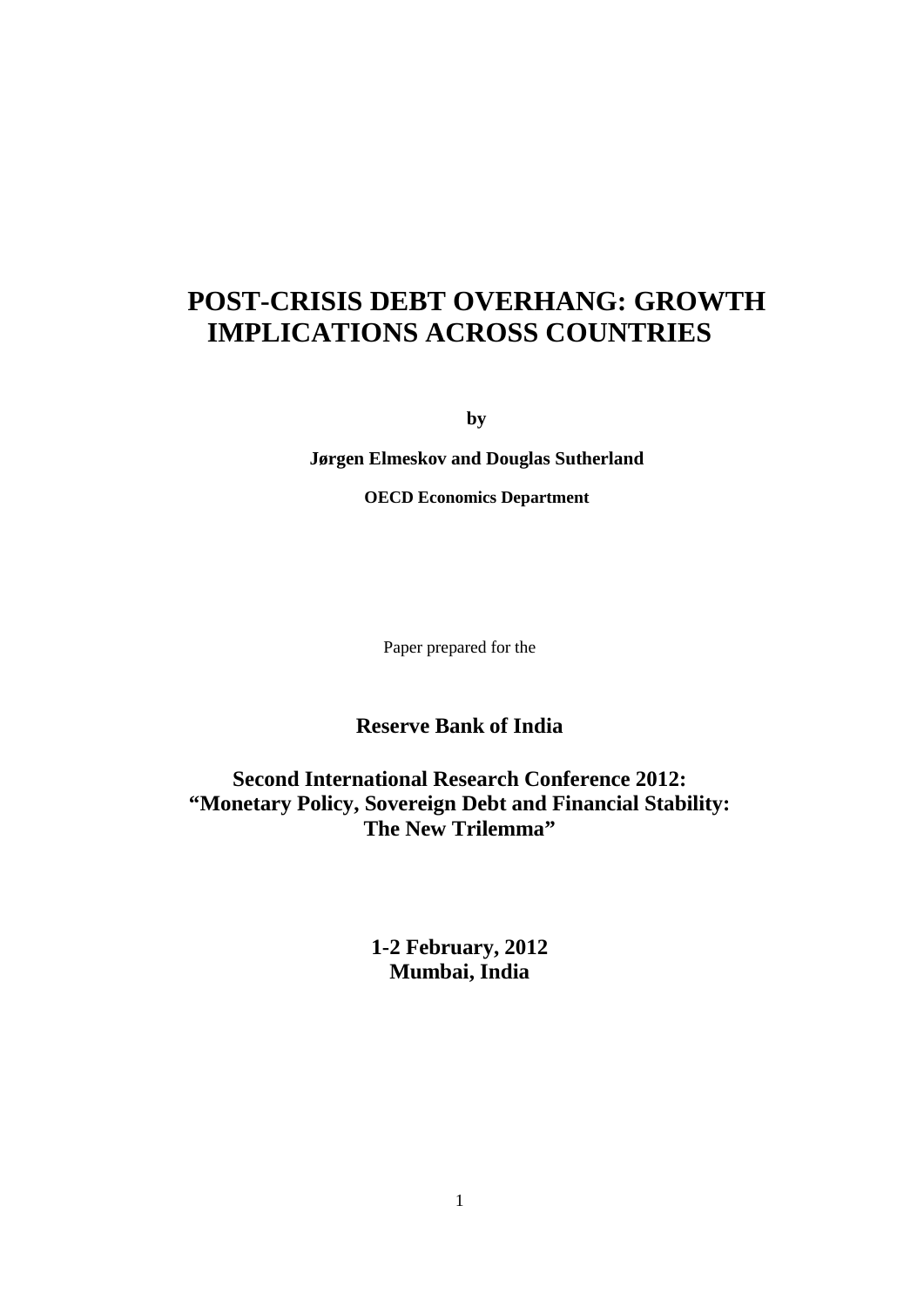# POST-CRISIS DEBT OVERHANG: GROWTH IMPLICATIONS ACROSS COUNTRIES

**by**

**Jørgen Elmeskov and Douglas Sutherland**

**OECD Economics Department**

Paper prepared for the

**Reserve Bank of India**

**Second International Research Conference 2012:**
**"Monetary Policy, Sovereign Debt and Financial Stability:**
**The New Trilemma"**

**1-2 February, 2012**
**Mumbai, India**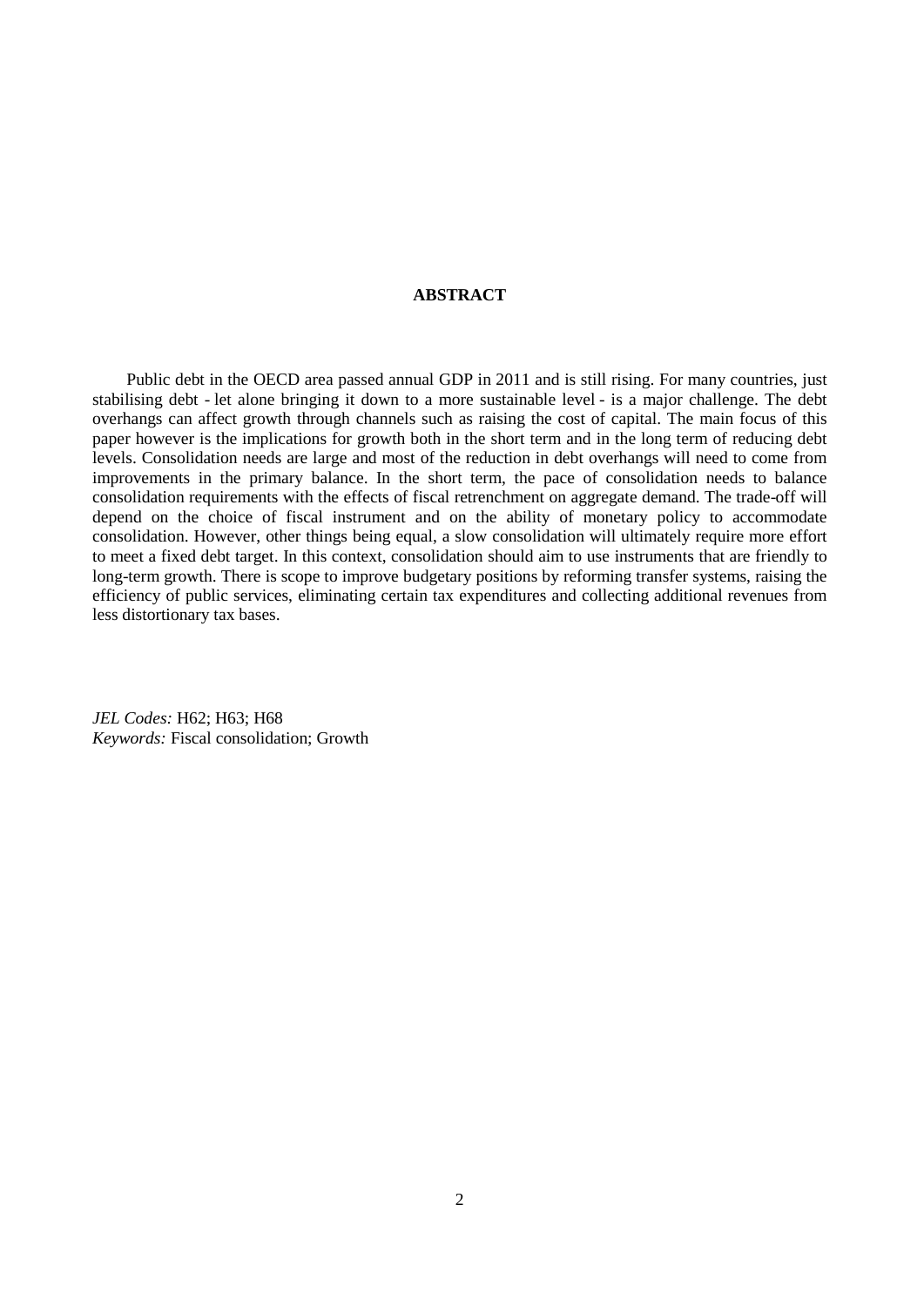## ABSTRACT

Public debt in the OECD area passed annual GDP in 2011 and is still rising. For many countries, just stabilising debt - let alone bringing it down to a more sustainable level - is a major challenge. The debt overhangs can affect growth through channels such as raising the cost of capital. The main focus of this paper however is the implications for growth both in the short term and in the long term of reducing debt levels. Consolidation needs are large and most of the reduction in debt overhangs will need to come from improvements in the primary balance. In the short term, the pace of consolidation needs to balance consolidation requirements with the effects of fiscal retrenchment on aggregate demand. The trade-off will depend on the choice of fiscal instrument and on the ability of monetary policy to accommodate consolidation. However, other things being equal, a slow consolidation will ultimately require more effort to meet a fixed debt target. In this context, consolidation should aim to use instruments that are friendly to long-term growth. There is scope to improve budgetary positions by reforming transfer systems, raising the efficiency of public services, eliminating certain tax expenditures and collecting additional revenues from less distortionary tax bases.

*JEL Codes:* H62; H63; H68
*Keywords:* Fiscal consolidation; Growth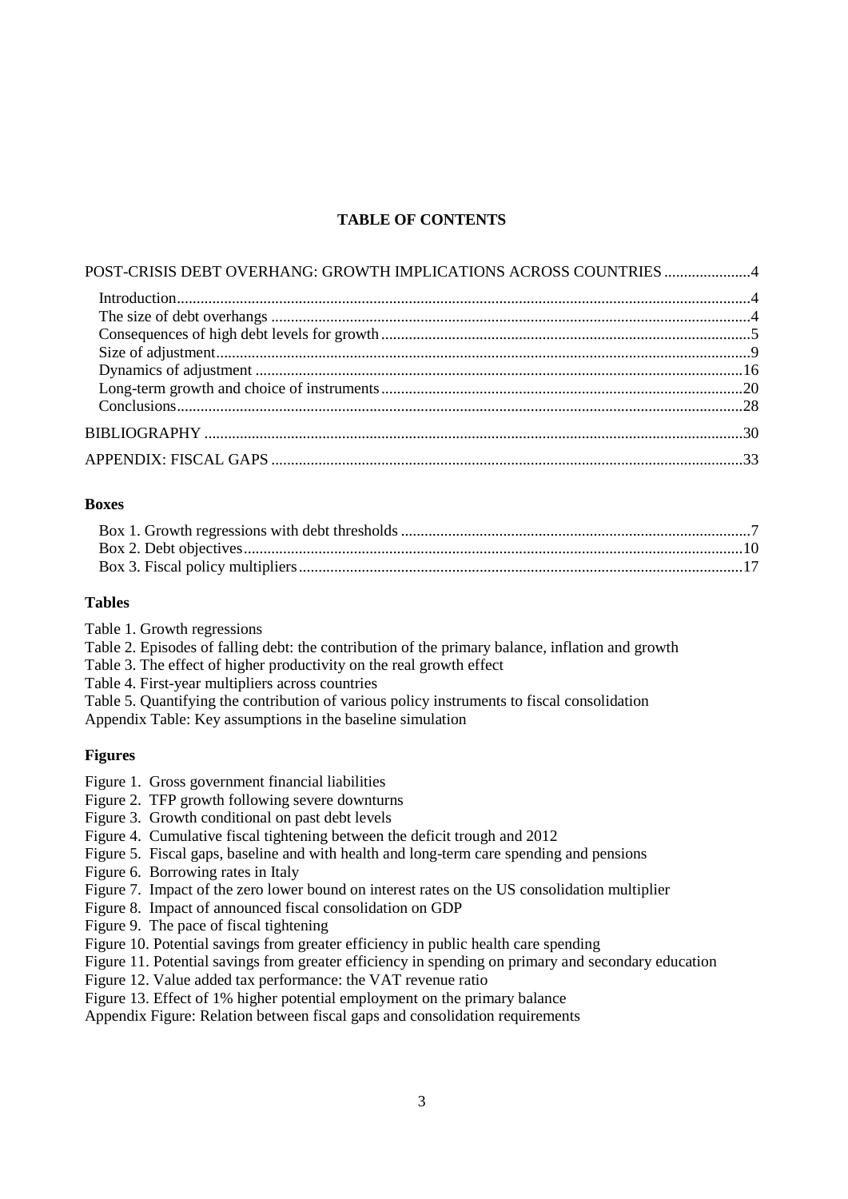**TABLE OF CONTENTS**

POST-CRISIS DEBT OVERHANG: GROWTH IMPLICATIONS ACROSS COUNTRIES ......................4

- Introduction..........................................................................................................................4
- The size of debt overhangs ..................................................................................................4
- Consequences of high debt levels for growth .....................................................................5
- Size of adjustment................................................................................................................9
- Dynamics of adjustment ....................................................................................................16
- Long-term growth and choice of instruments....................................................................20
- Conclusions........................................................................................................................28

BIBLIOGRAPHY ...................................................................................................................30

APPENDIX: FISCAL GAPS ..................................................................................................33

**Boxes**

- Box 1. Growth regressions with debt thresholds ..................................................................7
- Box 2. Debt objectives.........................................................................................................10
- Box 3. Fiscal policy multipliers...........................................................................................17

**Tables**

Table 1. Growth regressions
Table 2. Episodes of falling debt: the contribution of the primary balance, inflation and growth
Table 3. The effect of higher productivity on the real growth effect
Table 4. First-year multipliers across countries
Table 5. Quantifying the contribution of various policy instruments to fiscal consolidation
Appendix Table: Key assumptions in the baseline simulation

**Figures**

Figure 1. Gross government financial liabilities
Figure 2. TFP growth following severe downturns
Figure 3. Growth conditional on past debt levels
Figure 4. Cumulative fiscal tightening between the deficit trough and 2012
Figure 5. Fiscal gaps, baseline and with health and long-term care spending and pensions
Figure 6. Borrowing rates in Italy
Figure 7. Impact of the zero lower bound on interest rates on the US consolidation multiplier
Figure 8. Impact of announced fiscal consolidation on GDP
Figure 9. The pace of fiscal tightening
Figure 10. Potential savings from greater efficiency in public health care spending
Figure 11. Potential savings from greater efficiency in spending on primary and secondary education
Figure 12. Value added tax performance: the VAT revenue ratio
Figure 13. Effect of 1% higher potential employment on the primary balance
Appendix Figure: Relation between fiscal gaps and consolidation requirements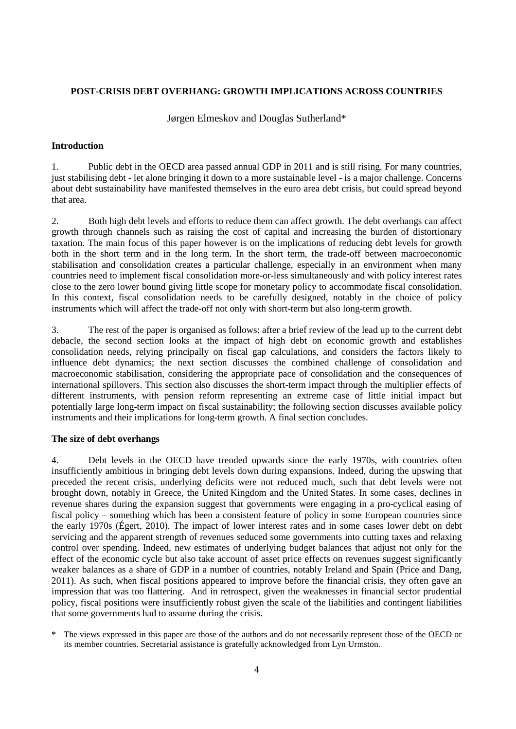# POST-CRISIS DEBT OVERHANG: GROWTH IMPLICATIONS ACROSS COUNTRIES

Jørgen Elmeskov and Douglas Sutherland*

## Introduction

1. Public debt in the OECD area passed annual GDP in 2011 and is still rising. For many countries, just stabilising debt - let alone bringing it down to a more sustainable level - is a major challenge. Concerns about debt sustainability have manifested themselves in the euro area debt crisis, but could spread beyond that area.

2. Both high debt levels and efforts to reduce them can affect growth. The debt overhangs can affect growth through channels such as raising the cost of capital and increasing the burden of distortionary taxation. The main focus of this paper however is on the implications of reducing debt levels for growth both in the short term and in the long term. In the short term, the trade-off between macroeconomic stabilisation and consolidation creates a particular challenge, especially in an environment when many countries need to implement fiscal consolidation more-or-less simultaneously and with policy interest rates close to the zero lower bound giving little scope for monetary policy to accommodate fiscal consolidation. In this context, fiscal consolidation needs to be carefully designed, notably in the choice of policy instruments which will affect the trade-off not only with short-term but also long-term growth.

3. The rest of the paper is organised as follows: after a brief review of the lead up to the current debt debacle, the second section looks at the impact of high debt on economic growth and establishes consolidation needs, relying principally on fiscal gap calculations, and considers the factors likely to influence debt dynamics; the next section discusses the combined challenge of consolidation and macroeconomic stabilisation, considering the appropriate pace of consolidation and the consequences of international spillovers. This section also discusses the short-term impact through the multiplier effects of different instruments, with pension reform representing an extreme case of little initial impact but potentially large long-term impact on fiscal sustainability; the following section discusses available policy instruments and their implications for long-term growth. A final section concludes.

## The size of debt overhangs

4. Debt levels in the OECD have trended upwards since the early 1970s, with countries often insufficiently ambitious in bringing debt levels down during expansions. Indeed, during the upswing that preceded the recent crisis, underlying deficits were not reduced much, such that debt levels were not brought down, notably in Greece, the United Kingdom and the United States. In some cases, declines in revenue shares during the expansion suggest that governments were engaging in a pro-cyclical easing of fiscal policy – something which has been a consistent feature of policy in some European countries since the early 1970s (Égert, 2010). The impact of lower interest rates and in some cases lower debt on debt servicing and the apparent strength of revenues seduced some governments into cutting taxes and relaxing control over spending. Indeed, new estimates of underlying budget balances that adjust not only for the effect of the economic cycle but also take account of asset price effects on revenues suggest significantly weaker balances as a share of GDP in a number of countries, notably Ireland and Spain (Price and Dang, 2011). As such, when fiscal positions appeared to improve before the financial crisis, they often gave an impression that was too flattering. And in retrospect, given the weaknesses in financial sector prudential policy, fiscal positions were insufficiently robust given the scale of the liabilities and contingent liabilities that some governments had to assume during the crisis.

\* The views expressed in this paper are those of the authors and do not necessarily represent those of the OECD or its member countries. Secretarial assistance is gratefully acknowledged from Lyn Urmston.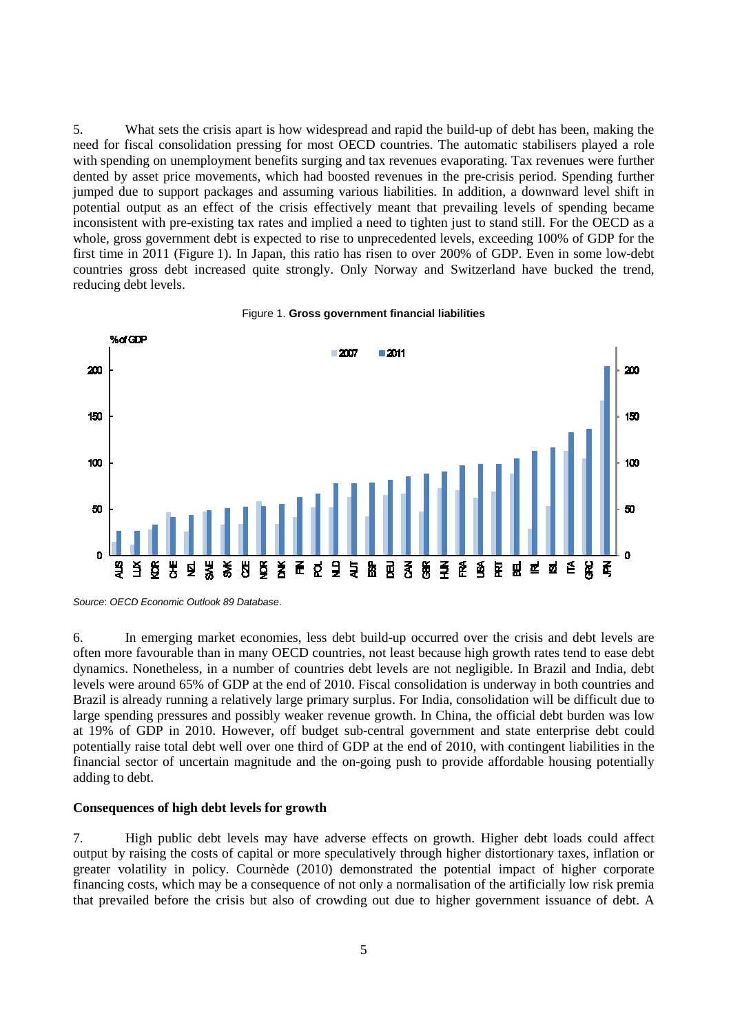5. What sets the crisis apart is how widespread and rapid the build-up of debt has been, making the need for fiscal consolidation pressing for most OECD countries. The automatic stabilisers played a role with spending on unemployment benefits surging and tax revenues evaporating. Tax revenues were further dented by asset price movements, which had boosted revenues in the pre-crisis period. Spending further jumped due to support packages and assuming various liabilities. In addition, a downward level shift in potential output as an effect of the crisis effectively meant that prevailing levels of spending became inconsistent with pre-existing tax rates and implied a need to tighten just to stand still. For the OECD as a whole, gross government debt is expected to rise to unprecedented levels, exceeding 100% of GDP for the first time in 2011 (Figure 1). In Japan, this ratio has risen to over 200% of GDP. Even in some low-debt countries gross debt increased quite strongly. Only Norway and Switzerland have bucked the trend, reducing debt levels.

Figure 1. **Gross government financial liabilities**

*Source*: *OECD Economic Outlook 89 Database*.

6. In emerging market economies, less debt build-up occurred over the crisis and debt levels are often more favourable than in many OECD countries, not least because high growth rates tend to ease debt dynamics. Nonetheless, in a number of countries debt levels are not negligible. In Brazil and India, debt levels were around 65% of GDP at the end of 2010. Fiscal consolidation is underway in both countries and Brazil is already running a relatively large primary surplus. For India, consolidation will be difficult due to large spending pressures and possibly weaker revenue growth. In China, the official debt burden was low at 19% of GDP in 2010. However, off budget sub-central government and state enterprise debt could potentially raise total debt well over one third of GDP at the end of 2010, with contingent liabilities in the financial sector of uncertain magnitude and the on-going push to provide affordable housing potentially adding to debt.

**Consequences of high debt levels for growth**

7. High public debt levels may have adverse effects on growth. Higher debt loads could affect output by raising the costs of capital or more speculatively through higher distortionary taxes, inflation or greater volatility in policy. Cournède (2010) demonstrated the potential impact of higher corporate financing costs, which may be a consequence of not only a normalisation of the artificially low risk premia that prevailed before the crisis but also of crowding out due to higher government issuance of debt. A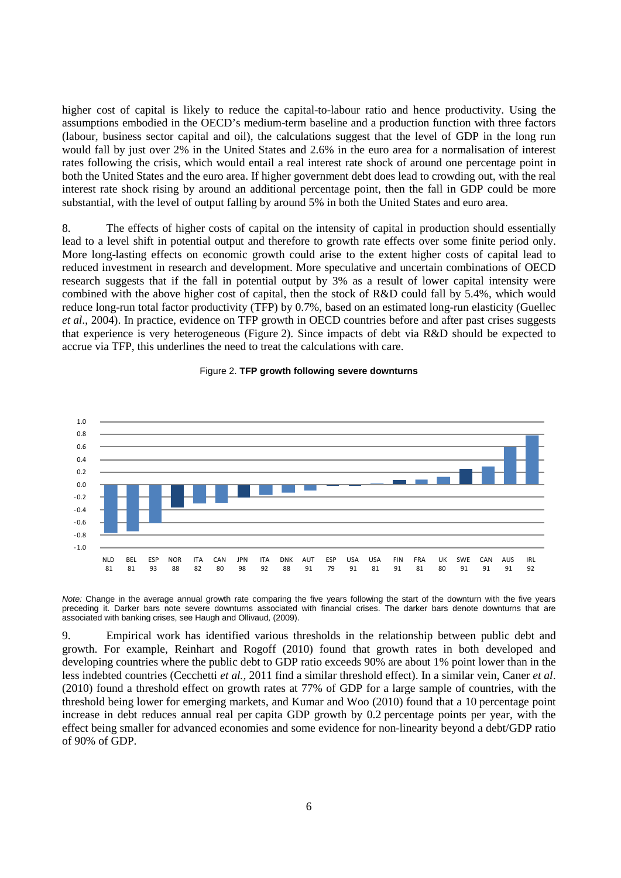higher cost of capital is likely to reduce the capital-to-labour ratio and hence productivity. Using the assumptions embodied in the OECD's medium-term baseline and a production function with three factors (labour, business sector capital and oil), the calculations suggest that the level of GDP in the long run would fall by just over 2% in the United States and 2.6% in the euro area for a normalisation of interest rates following the crisis, which would entail a real interest rate shock of around one percentage point in both the United States and the euro area. If higher government debt does lead to crowding out, with the real interest rate shock rising by around an additional percentage point, then the fall in GDP could be more substantial, with the level of output falling by around 5% in both the United States and euro area.

8. The effects of higher costs of capital on the intensity of capital in production should essentially lead to a level shift in potential output and therefore to growth rate effects over some finite period only. More long-lasting effects on economic growth could arise to the extent higher costs of capital lead to reduced investment in research and development. More speculative and uncertain combinations of OECD research suggests that if the fall in potential output by 3% as a result of lower capital intensity were combined with the above higher cost of capital, then the stock of R&D could fall by 5.4%, which would reduce long-run total factor productivity (TFP) by 0.7%, based on an estimated long-run elasticity (Guellec *et al*., 2004). In practice, evidence on TFP growth in OECD countries before and after past crises suggests that experience is very heterogeneous (Figure 2). Since impacts of debt via R&D should be expected to accrue via TFP, this underlines the need to treat the calculations with care.

Figure 2. **TFP growth following severe downturns**

*Note:* Change in the average annual growth rate comparing the five years following the start of the downturn with the five years preceding it. Darker bars note severe downturns associated with financial crises. The darker bars denote downturns that are associated with banking crises, see Haugh and Ollivaud, (2009).

9. Empirical work has identified various thresholds in the relationship between public debt and growth. For example, Reinhart and Rogoff (2010) found that growth rates in both developed and developing countries where the public debt to GDP ratio exceeds 90% are about 1% point lower than in the less indebted countries (Cecchetti *et al.*, 2011 find a similar threshold effect). In a similar vein, Caner *et al*. (2010) found a threshold effect on growth rates at 77% of GDP for a large sample of countries, with the threshold being lower for emerging markets, and Kumar and Woo (2010) found that a 10 percentage point increase in debt reduces annual real per capita GDP growth by 0.2 percentage points per year, with the effect being smaller for advanced economies and some evidence for non-linearity beyond a debt/GDP ratio of 90% of GDP.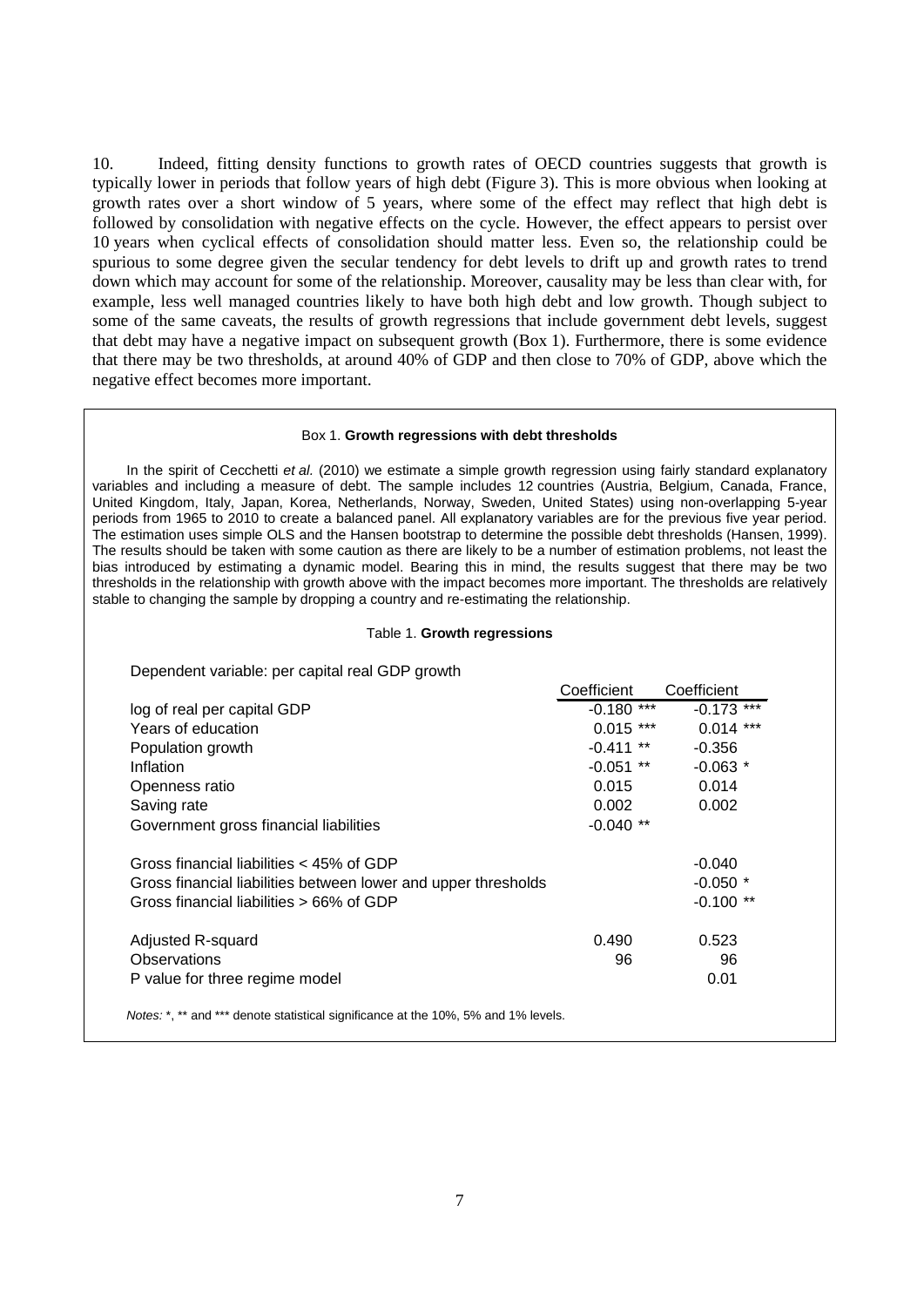10. Indeed, fitting density functions to growth rates of OECD countries suggests that growth is typically lower in periods that follow years of high debt (Figure 3). This is more obvious when looking at growth rates over a short window of 5 years, where some of the effect may reflect that high debt is followed by consolidation with negative effects on the cycle. However, the effect appears to persist over 10 years when cyclical effects of consolidation should matter less. Even so, the relationship could be spurious to some degree given the secular tendency for debt levels to drift up and growth rates to trend down which may account for some of the relationship. Moreover, causality may be less than clear with, for example, less well managed countries likely to have both high debt and low growth. Though subject to some of the same caveats, the results of growth regressions that include government debt levels, suggest that debt may have a negative impact on subsequent growth (Box 1). Furthermore, there is some evidence that there may be two thresholds, at around 40% of GDP and then close to 70% of GDP, above which the negative effect becomes more important.

### Box 1. **Growth regressions with debt thresholds**

In the spirit of Cecchetti *et al.* (2010) we estimate a simple growth regression using fairly standard explanatory variables and including a measure of debt. The sample includes 12 countries (Austria, Belgium, Canada, France, United Kingdom, Italy, Japan, Korea, Netherlands, Norway, Sweden, United States) using non-overlapping 5-year periods from 1965 to 2010 to create a balanced panel. All explanatory variables are for the previous five year period. The estimation uses simple OLS and the Hansen bootstrap to determine the possible debt thresholds (Hansen, 1999). The results should be taken with some caution as there are likely to be a number of estimation problems, not least the bias introduced by estimating a dynamic model. Bearing this in mind, the results suggest that there may be two thresholds in the relationship with growth above with the impact becomes more important. The thresholds are relatively stable to changing the sample by dropping a country and re-estimating the relationship.

Table 1. **Growth regressions**

| Dependent variable: per capital real GDP growth | Coefficient | Coefficient |
|---|---|---|
| log of real per capital GDP | -0.180 *** | -0.173 *** |
| Years of education | 0.015 *** | 0.014 *** |
| Population growth | -0.411 ** | -0.356 |
| Inflation | -0.051 ** | -0.063 * |
| Openness ratio | 0.015 | 0.014 |
| Saving rate | 0.002 | 0.002 |
| Government gross financial liabilities | -0.040 ** | |
| Gross financial liabilities < 45% of GDP | | -0.040 |
| Gross financial liabilities between lower and upper thresholds | | -0.050 * |
| Gross financial liabilities > 66% of GDP | | -0.100 ** |
| Adjusted R-squard | 0.490 | 0.523 |
| Observations | 96 | 96 |
| P value for three regime model | | 0.01 |

*Notes:* *, ** and *** denote statistical significance at the 10%, 5% and 1% levels.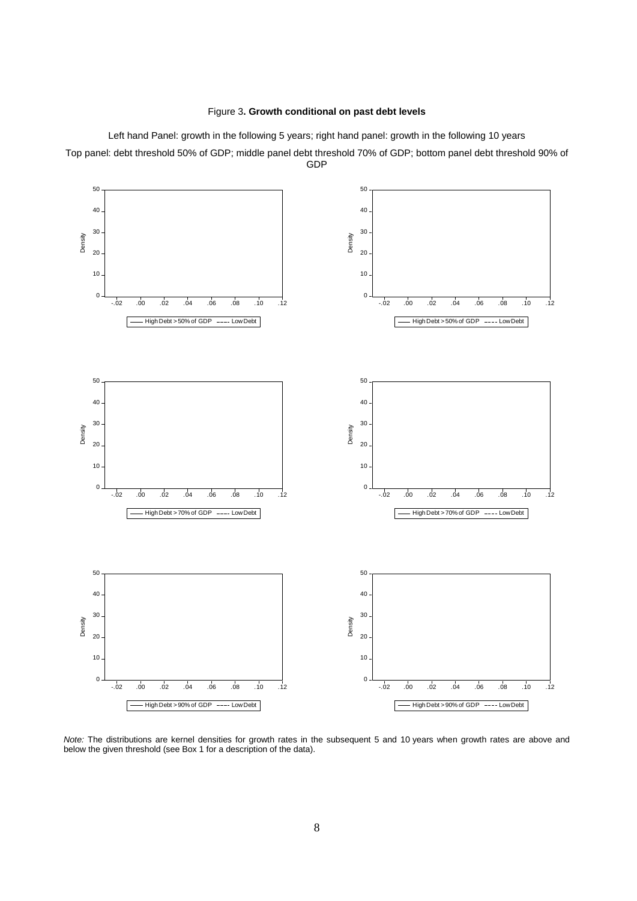Figure 3**. Growth conditional on past debt levels**

Left hand Panel: growth in the following 5 years; right hand panel: growth in the following 10 years

Top panel: debt threshold 50% of GDP; middle panel debt threshold 70% of GDP; bottom panel debt threshold 90% of GDP

*Note:* The distributions are kernel densities for growth rates in the subsequent 5 and 10 years when growth rates are above and below the given threshold (see Box 1 for a description of the data).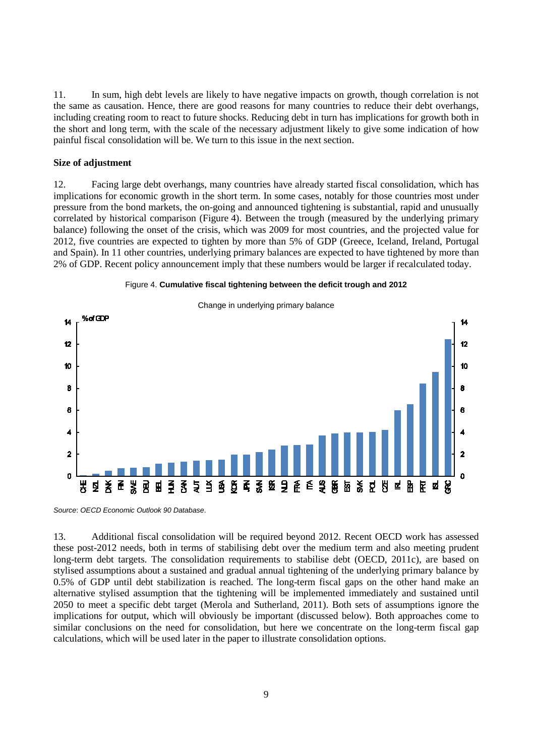11. In sum, high debt levels are likely to have negative impacts on growth, though correlation is not the same as causation. Hence, there are good reasons for many countries to reduce their debt overhangs, including creating room to react to future shocks. Reducing debt in turn has implications for growth both in the short and long term, with the scale of the necessary adjustment likely to give some indication of how painful fiscal consolidation will be. We turn to this issue in the next section.

**Size of adjustment**

12. Facing large debt overhangs, many countries have already started fiscal consolidation, which has implications for economic growth in the short term. In some cases, notably for those countries most under pressure from the bond markets, the on-going and announced tightening is substantial, rapid and unusually correlated by historical comparison (Figure 4). Between the trough (measured by the underlying primary balance) following the onset of the crisis, which was 2009 for most countries, and the projected value for 2012, five countries are expected to tighten by more than 5% of GDP (Greece, Iceland, Ireland, Portugal and Spain). In 11 other countries, underlying primary balances are expected to have tightened by more than 2% of GDP. Recent policy announcement imply that these numbers would be larger if recalculated today.

Figure 4. **Cumulative fiscal tightening between the deficit trough and 2012**

Change in underlying primary balance

*Source*: *OECD Economic Outlook 90 Database*.

13. Additional fiscal consolidation will be required beyond 2012. Recent OECD work has assessed these post-2012 needs, both in terms of stabilising debt over the medium term and also meeting prudent long-term debt targets. The consolidation requirements to stabilise debt (OECD, 2011c), are based on stylised assumptions about a sustained and gradual annual tightening of the underlying primary balance by 0.5% of GDP until debt stabilization is reached. The long-term fiscal gaps on the other hand make an alternative stylised assumption that the tightening will be implemented immediately and sustained until 2050 to meet a specific debt target (Merola and Sutherland, 2011). Both sets of assumptions ignore the implications for output, which will obviously be important (discussed below). Both approaches come to similar conclusions on the need for consolidation, but here we concentrate on the long-term fiscal gap calculations, which will be used later in the paper to illustrate consolidation options.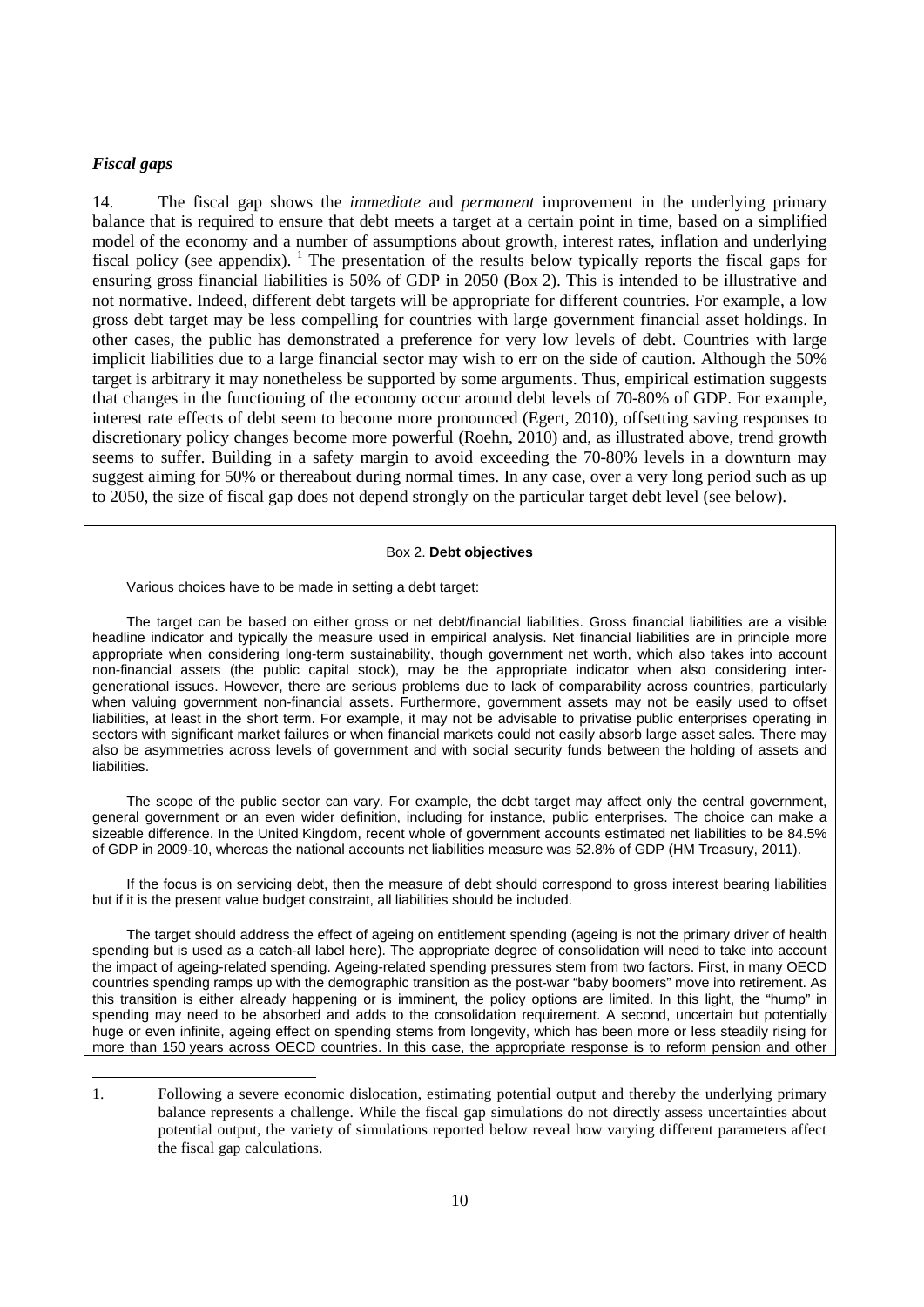### *Fiscal gaps*

14. The fiscal gap shows the *immediate* and *permanent* improvement in the underlying primary balance that is required to ensure that debt meets a target at a certain point in time, based on a simplified model of the economy and a number of assumptions about growth, interest rates, inflation and underlying fiscal policy (see appendix). [1] The presentation of the results below typically reports the fiscal gaps for ensuring gross financial liabilities is 50% of GDP in 2050 (Box 2). This is intended to be illustrative and not normative. Indeed, different debt targets will be appropriate for different countries. For example, a low gross debt target may be less compelling for countries with large government financial asset holdings. In other cases, the public has demonstrated a preference for very low levels of debt. Countries with large implicit liabilities due to a large financial sector may wish to err on the side of caution. Although the 50% target is arbitrary it may nonetheless be supported by some arguments. Thus, empirical estimation suggests that changes in the functioning of the economy occur around debt levels of 70-80% of GDP. For example, interest rate effects of debt seem to become more pronounced (Egert, 2010), offsetting saving responses to discretionary policy changes become more powerful (Roehn, 2010) and, as illustrated above, trend growth seems to suffer. Building in a safety margin to avoid exceeding the 70-80% levels in a downturn may suggest aiming for 50% or thereabout during normal times. In any case, over a very long period such as up to 2050, the size of fiscal gap does not depend strongly on the particular target debt level (see below).

> Box 2. **Debt objectives**
>
> Various choices have to be made in setting a debt target:
>
> The target can be based on either gross or net debt/financial liabilities. Gross financial liabilities are a visible headline indicator and typically the measure used in empirical analysis. Net financial liabilities are in principle more appropriate when considering long-term sustainability, though government net worth, which also takes into account non-financial assets (the public capital stock), may be the appropriate indicator when also considering inter-generational issues. However, there are serious problems due to lack of comparability across countries, particularly when valuing government non-financial assets. Furthermore, government assets may not be easily used to offset liabilities, at least in the short term. For example, it may not be advisable to privatise public enterprises operating in sectors with significant market failures or when financial markets could not easily absorb large asset sales. There may also be asymmetries across levels of government and with social security funds between the holding of assets and liabilities.
>
> The scope of the public sector can vary. For example, the debt target may affect only the central government, general government or an even wider definition, including for instance, public enterprises. The choice can make a sizeable difference. In the United Kingdom, recent whole of government accounts estimated net liabilities to be 84.5% of GDP in 2009-10, whereas the national accounts net liabilities measure was 52.8% of GDP (HM Treasury, 2011).
>
> If the focus is on servicing debt, then the measure of debt should correspond to gross interest bearing liabilities but if it is the present value budget constraint, all liabilities should be included.
>
> The target should address the effect of ageing on entitlement spending (ageing is not the primary driver of health spending but is used as a catch-all label here). The appropriate degree of consolidation will need to take into account the impact of ageing-related spending. Ageing-related spending pressures stem from two factors. First, in many OECD countries spending ramps up with the demographic transition as the post-war "baby boomers" move into retirement. As this transition is either already happening or is imminent, the policy options are limited. In this light, the "hump" in spending may need to be absorbed and adds to the consolidation requirement. A second, uncertain but potentially huge or even infinite, ageing effect on spending stems from longevity, which has been more or less steadily rising for more than 150 years across OECD countries. In this case, the appropriate response is to reform pension and other

1. Following a severe economic dislocation, estimating potential output and thereby the underlying primary balance represents a challenge. While the fiscal gap simulations do not directly assess uncertainties about potential output, the variety of simulations reported below reveal how varying different parameters affect the fiscal gap calculations.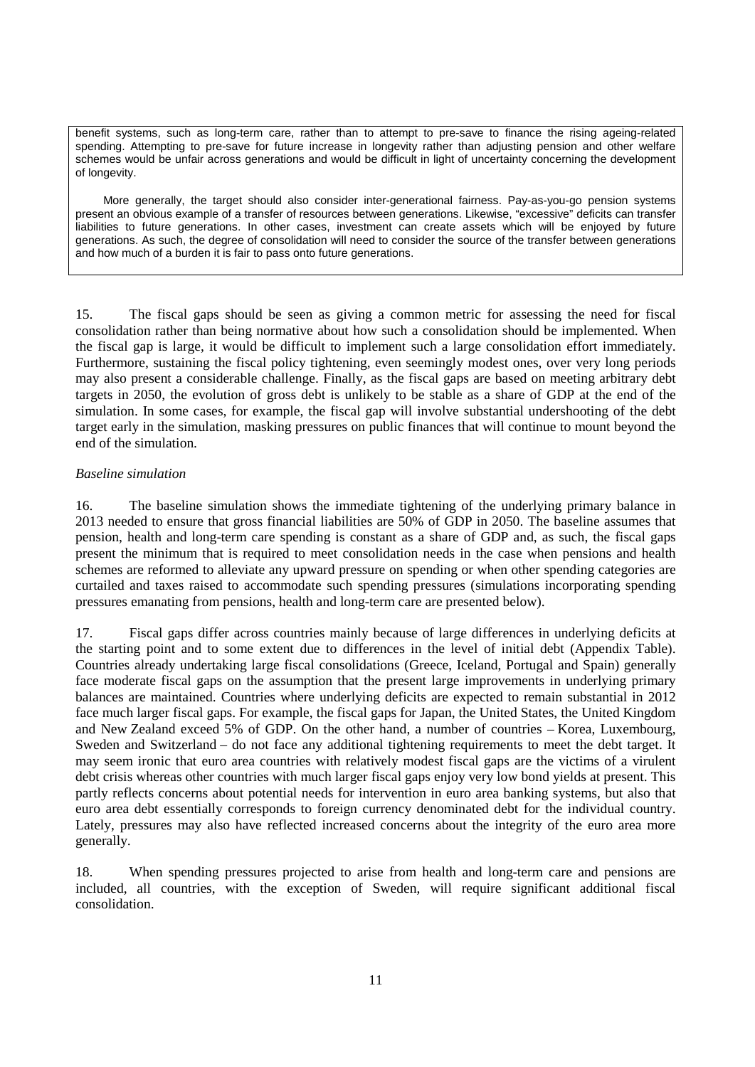benefit systems, such as long-term care, rather than to attempt to pre-save to finance the rising ageing-related spending. Attempting to pre-save for future increase in longevity rather than adjusting pension and other welfare schemes would be unfair across generations and would be difficult in light of uncertainty concerning the development of longevity.

More generally, the target should also consider inter-generational fairness. Pay-as-you-go pension systems present an obvious example of a transfer of resources between generations. Likewise, "excessive" deficits can transfer liabilities to future generations. In other cases, investment can create assets which will be enjoyed by future generations. As such, the degree of consolidation will need to consider the source of the transfer between generations and how much of a burden it is fair to pass onto future generations.

15. The fiscal gaps should be seen as giving a common metric for assessing the need for fiscal consolidation rather than being normative about how such a consolidation should be implemented. When the fiscal gap is large, it would be difficult to implement such a large consolidation effort immediately. Furthermore, sustaining the fiscal policy tightening, even seemingly modest ones, over very long periods may also present a considerable challenge. Finally, as the fiscal gaps are based on meeting arbitrary debt targets in 2050, the evolution of gross debt is unlikely to be stable as a share of GDP at the end of the simulation. In some cases, for example, the fiscal gap will involve substantial undershooting of the debt target early in the simulation, masking pressures on public finances that will continue to mount beyond the end of the simulation.

*Baseline simulation*

16. The baseline simulation shows the immediate tightening of the underlying primary balance in 2013 needed to ensure that gross financial liabilities are 50% of GDP in 2050. The baseline assumes that pension, health and long-term care spending is constant as a share of GDP and, as such, the fiscal gaps present the minimum that is required to meet consolidation needs in the case when pensions and health schemes are reformed to alleviate any upward pressure on spending or when other spending categories are curtailed and taxes raised to accommodate such spending pressures (simulations incorporating spending pressures emanating from pensions, health and long-term care are presented below).

17. Fiscal gaps differ across countries mainly because of large differences in underlying deficits at the starting point and to some extent due to differences in the level of initial debt (Appendix Table). Countries already undertaking large fiscal consolidations (Greece, Iceland, Portugal and Spain) generally face moderate fiscal gaps on the assumption that the present large improvements in underlying primary balances are maintained. Countries where underlying deficits are expected to remain substantial in 2012 face much larger fiscal gaps. For example, the fiscal gaps for Japan, the United States, the United Kingdom and New Zealand exceed 5% of GDP. On the other hand, a number of countries – Korea, Luxembourg, Sweden and Switzerland – do not face any additional tightening requirements to meet the debt target. It may seem ironic that euro area countries with relatively modest fiscal gaps are the victims of a virulent debt crisis whereas other countries with much larger fiscal gaps enjoy very low bond yields at present. This partly reflects concerns about potential needs for intervention in euro area banking systems, but also that euro area debt essentially corresponds to foreign currency denominated debt for the individual country. Lately, pressures may also have reflected increased concerns about the integrity of the euro area more generally.

18. When spending pressures projected to arise from health and long-term care and pensions are included, all countries, with the exception of Sweden, will require significant additional fiscal consolidation.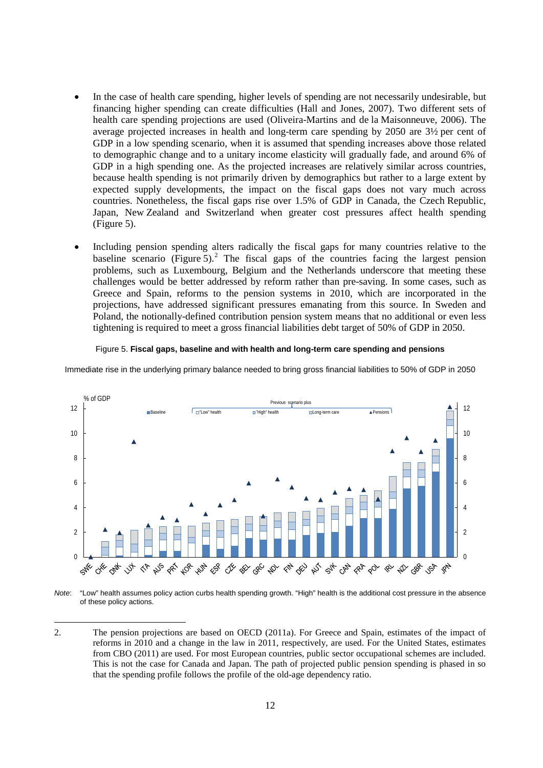- In the case of health care spending, higher levels of spending are not necessarily undesirable, but financing higher spending can create difficulties (Hall and Jones, 2007). Two different sets of health care spending projections are used (Oliveira-Martins and de la Maisonneuve, 2006). The average projected increases in health and long-term care spending by 2050 are 3½ per cent of GDP in a low spending scenario, when it is assumed that spending increases above those related to demographic change and to a unitary income elasticity will gradually fade, and around 6% of GDP in a high spending one. As the projected increases are relatively similar across countries, because health spending is not primarily driven by demographics but rather to a large extent by expected supply developments, the impact on the fiscal gaps does not vary much across countries. Nonetheless, the fiscal gaps rise over 1.5% of GDP in Canada, the Czech Republic, Japan, New Zealand and Switzerland when greater cost pressures affect health spending (Figure 5).

- Including pension spending alters radically the fiscal gaps for many countries relative to the baseline scenario (Figure 5).[2] The fiscal gaps of the countries facing the largest pension problems, such as Luxembourg, Belgium and the Netherlands underscore that meeting these challenges would be better addressed by reform rather than pre-saving. In some cases, such as Greece and Spain, reforms to the pension systems in 2010, which are incorporated in the projections, have addressed significant pressures emanating from this source. In Sweden and Poland, the notionally-defined contribution pension system means that no additional or even less tightening is required to meet a gross financial liabilities debt target of 50% of GDP in 2050.

Figure 5. **Fiscal gaps, baseline and with health and long-term care spending and pensions**

Immediate rise in the underlying primary balance needed to bring gross financial liabilities to 50% of GDP in 2050

*Note*: "Low" health assumes policy action curbs health spending growth. "High" health is the additional cost pressure in the absence of these policy actions.

---

2. The pension projections are based on OECD (2011a). For Greece and Spain, estimates of the impact of reforms in 2010 and a change in the law in 2011, respectively, are used. For the United States, estimates from CBO (2011) are used. For most European countries, public sector occupational schemes are included. This is not the case for Canada and Japan. The path of projected public pension spending is phased in so that the spending profile follows the profile of the old-age dependency ratio.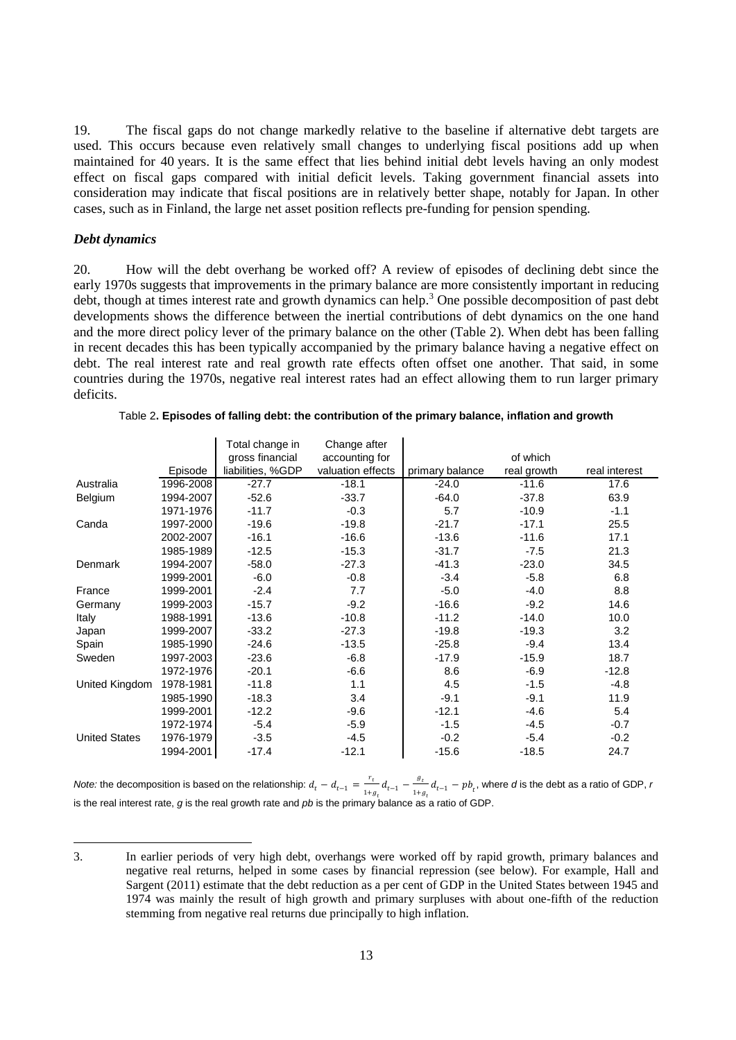19. The fiscal gaps do not change markedly relative to the baseline if alternative debt targets are used. This occurs because even relatively small changes to underlying fiscal positions add up when maintained for 40 years. It is the same effect that lies behind initial debt levels having an only modest effect on fiscal gaps compared with initial deficit levels. Taking government financial assets into consideration may indicate that fiscal positions are in relatively better shape, notably for Japan. In other cases, such as in Finland, the large net asset position reflects pre-funding for pension spending.

### *Debt dynamics*

20. How will the debt overhang be worked off? A review of episodes of declining debt since the early 1970s suggests that improvements in the primary balance are more consistently important in reducing debt, though at times interest rate and growth dynamics can help.[3] One possible decomposition of past debt developments shows the difference between the inertial contributions of debt dynamics on the one hand and the more direct policy lever of the primary balance on the other (Table 2). When debt has been falling in recent decades this has been typically accompanied by the primary balance having a negative effect on debt. The real interest rate and real growth rate effects often offset one another. That said, in some countries during the 1970s, negative real interest rates had an effect allowing them to run larger primary deficits.

Table 2**. Episodes of falling debt: the contribution of the primary balance, inflation and growth**

| | Episode | Total change in gross financial liabilities, %GDP | Change after accounting for valuation effects | primary balance | of which real growth | real interest |
|---|---|---|---|---|---|---|
| Australia | 1996-2008 | -27.7 | -18.1 | -24.0 | -11.6 | 17.6 |
| Belgium | 1994-2007 | -52.6 | -33.7 | -64.0 | -37.8 | 63.9 |
| | 1971-1976 | -11.7 | -0.3 | 5.7 | -10.9 | -1.1 |
| Canda | 1997-2000 | -19.6 | -19.8 | -21.7 | -17.1 | 25.5 |
| | 2002-2007 | -16.1 | -16.6 | -13.6 | -11.6 | 17.1 |
| | 1985-1989 | -12.5 | -15.3 | -31.7 | -7.5 | 21.3 |
| Denmark | 1994-2007 | -58.0 | -27.3 | -41.3 | -23.0 | 34.5 |
| | 1999-2001 | -6.0 | -0.8 | -3.4 | -5.8 | 6.8 |
| France | 1999-2001 | -2.4 | 7.7 | -5.0 | -4.0 | 8.8 |
| Germany | 1999-2003 | -15.7 | -9.2 | -16.6 | -9.2 | 14.6 |
| Italy | 1988-1991 | -13.6 | -10.8 | -11.2 | -14.0 | 10.0 |
| Japan | 1999-2007 | -33.2 | -27.3 | -19.8 | -19.3 | 3.2 |
| Spain | 1985-1990 | -24.6 | -13.5 | -25.8 | -9.4 | 13.4 |
| Sweden | 1997-2003 | -23.6 | -6.8 | -17.9 | -15.9 | 18.7 |
| | 1972-1976 | -20.1 | -6.6 | 8.6 | -6.9 | -12.8 |
| United Kingdom | 1978-1981 | -11.8 | 1.1 | 4.5 | -1.5 | -4.8 |
| | 1985-1990 | -18.3 | 3.4 | -9.1 | -9.1 | 11.9 |
| | 1999-2001 | -12.2 | -9.6 | -12.1 | -4.6 | 5.4 |
| | 1972-1974 | -5.4 | -5.9 | -1.5 | -4.5 | -0.7 |
| United States | 1976-1979 | -3.5 | -4.5 | -0.2 | -5.4 | -0.2 |
| | 1994-2001 | -17.4 | -12.1 | -15.6 | -18.5 | 24.7 |

*Note:* the decomposition is based on the relationship: $d_t - d_{t-1} = \frac{r_t}{1+g_t} d_{t-1} - \frac{g_t}{1+g_t} d_{t-1} - pb_t$, where $d$ is the debt as a ratio of GDP, $r$ is the real interest rate, $g$ is the real growth rate and $pb$ is the primary balance as a ratio of GDP.

3. In earlier periods of very high debt, overhangs were worked off by rapid growth, primary balances and negative real returns, helped in some cases by financial repression (see below). For example, Hall and Sargent (2011) estimate that the debt reduction as a per cent of GDP in the United States between 1945 and 1974 was mainly the result of high growth and primary surpluses with about one-fifth of the reduction stemming from negative real returns due principally to high inflation.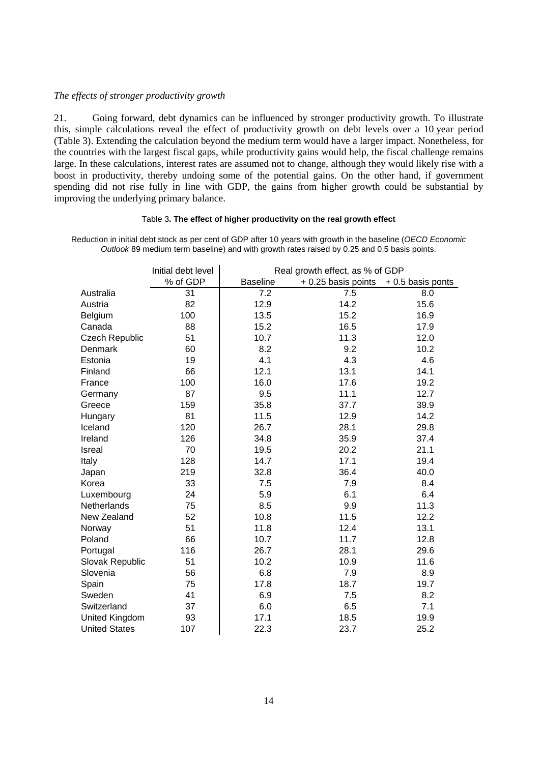*The effects of stronger productivity growth*

21. Going forward, debt dynamics can be influenced by stronger productivity growth. To illustrate this, simple calculations reveal the effect of productivity growth on debt levels over a 10 year period (Table 3). Extending the calculation beyond the medium term would have a larger impact. Nonetheless, for the countries with the largest fiscal gaps, while productivity gains would help, the fiscal challenge remains large. In these calculations, interest rates are assumed not to change, although they would likely rise with a boost in productivity, thereby undoing some of the potential gains. On the other hand, if government spending did not rise fully in line with GDP, the gains from higher growth could be substantial by improving the underlying primary balance.

Table 3**. The effect of higher productivity on the real growth effect**

Reduction in initial debt stock as per cent of GDP after 10 years with growth in the baseline (*OECD Economic Outlook* 89 medium term baseline) and with growth rates raised by 0.25 and 0.5 basis points.

| | Initial debt level | Real growth effect, as % of GDP | | |
|---|---|---|---|---|
| | % of GDP | Baseline | + 0.25 basis points | + 0.5 basis ponts |
| Australia | 31 | 7.2 | 7.5 | 8.0 |
| Austria | 82 | 12.9 | 14.2 | 15.6 |
| Belgium | 100 | 13.5 | 15.2 | 16.9 |
| Canada | 88 | 15.2 | 16.5 | 17.9 |
| Czech Republic | 51 | 10.7 | 11.3 | 12.0 |
| Denmark | 60 | 8.2 | 9.2 | 10.2 |
| Estonia | 19 | 4.1 | 4.3 | 4.6 |
| Finland | 66 | 12.1 | 13.1 | 14.1 |
| France | 100 | 16.0 | 17.6 | 19.2 |
| Germany | 87 | 9.5 | 11.1 | 12.7 |
| Greece | 159 | 35.8 | 37.7 | 39.9 |
| Hungary | 81 | 11.5 | 12.9 | 14.2 |
| Iceland | 120 | 26.7 | 28.1 | 29.8 |
| Ireland | 126 | 34.8 | 35.9 | 37.4 |
| Isreal | 70 | 19.5 | 20.2 | 21.1 |
| Italy | 128 | 14.7 | 17.1 | 19.4 |
| Japan | 219 | 32.8 | 36.4 | 40.0 |
| Korea | 33 | 7.5 | 7.9 | 8.4 |
| Luxembourg | 24 | 5.9 | 6.1 | 6.4 |
| Netherlands | 75 | 8.5 | 9.9 | 11.3 |
| New Zealand | 52 | 10.8 | 11.5 | 12.2 |
| Norway | 51 | 11.8 | 12.4 | 13.1 |
| Poland | 66 | 10.7 | 11.7 | 12.8 |
| Portugal | 116 | 26.7 | 28.1 | 29.6 |
| Slovak Republic | 51 | 10.2 | 10.9 | 11.6 |
| Slovenia | 56 | 6.8 | 7.9 | 8.9 |
| Spain | 75 | 17.8 | 18.7 | 19.7 |
| Sweden | 41 | 6.9 | 7.5 | 8.2 |
| Switzerland | 37 | 6.0 | 6.5 | 7.1 |
| United Kingdom | 93 | 17.1 | 18.5 | 19.9 |
| United States | 107 | 22.3 | 23.7 | 25.2 |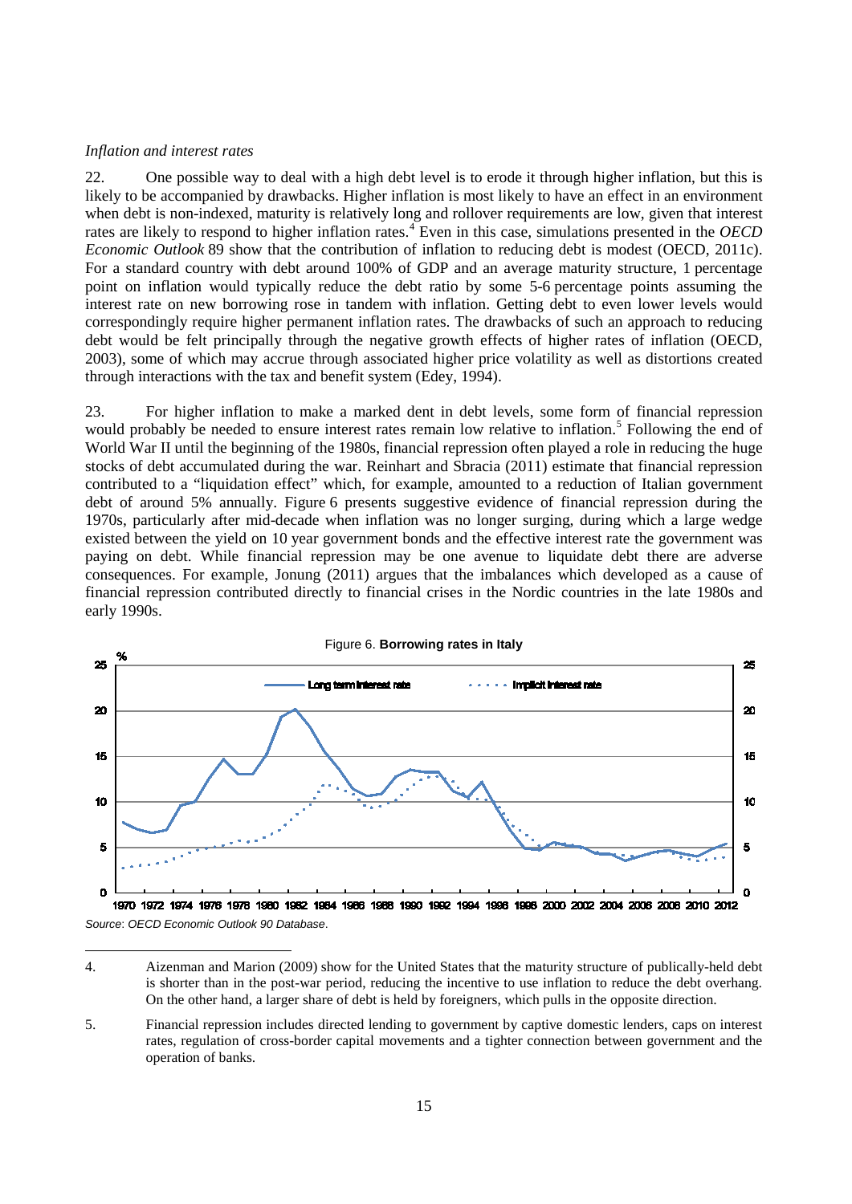*Inflation and interest rates*

22. One possible way to deal with a high debt level is to erode it through higher inflation, but this is likely to be accompanied by drawbacks. Higher inflation is most likely to have an effect in an environment when debt is non-indexed, maturity is relatively long and rollover requirements are low, given that interest rates are likely to respond to higher inflation rates.[4] Even in this case, simulations presented in the *OECD Economic Outlook* 89 show that the contribution of inflation to reducing debt is modest (OECD, 2011c). For a standard country with debt around 100% of GDP and an average maturity structure, 1 percentage point on inflation would typically reduce the debt ratio by some 5-6 percentage points assuming the interest rate on new borrowing rose in tandem with inflation. Getting debt to even lower levels would correspondingly require higher permanent inflation rates. The drawbacks of such an approach to reducing debt would be felt principally through the negative growth effects of higher rates of inflation (OECD, 2003), some of which may accrue through associated higher price volatility as well as distortions created through interactions with the tax and benefit system (Edey, 1994).

23. For higher inflation to make a marked dent in debt levels, some form of financial repression would probably be needed to ensure interest rates remain low relative to inflation.[5] Following the end of World War II until the beginning of the 1980s, financial repression often played a role in reducing the huge stocks of debt accumulated during the war. Reinhart and Sbracia (2011) estimate that financial repression contributed to a "liquidation effect" which, for example, amounted to a reduction of Italian government debt of around 5% annually. Figure 6 presents suggestive evidence of financial repression during the 1970s, particularly after mid-decade when inflation was no longer surging, during which a large wedge existed between the yield on 10 year government bonds and the effective interest rate the government was paying on debt. While financial repression may be one avenue to liquidate debt there are adverse consequences. For example, Jonung (2011) argues that the imbalances which developed as a cause of financial repression contributed directly to financial crises in the Nordic countries in the late 1980s and early 1990s.

Figure 6. **Borrowing rates in Italy**

*Source*: *OECD Economic Outlook 90 Database*.

---

4. Aizenman and Marion (2009) show for the United States that the maturity structure of publically-held debt is shorter than in the post-war period, reducing the incentive to use inflation to reduce the debt overhang. On the other hand, a larger share of debt is held by foreigners, which pulls in the opposite direction.

5. Financial repression includes directed lending to government by captive domestic lenders, caps on interest rates, regulation of cross-border capital movements and a tighter connection between government and the operation of banks.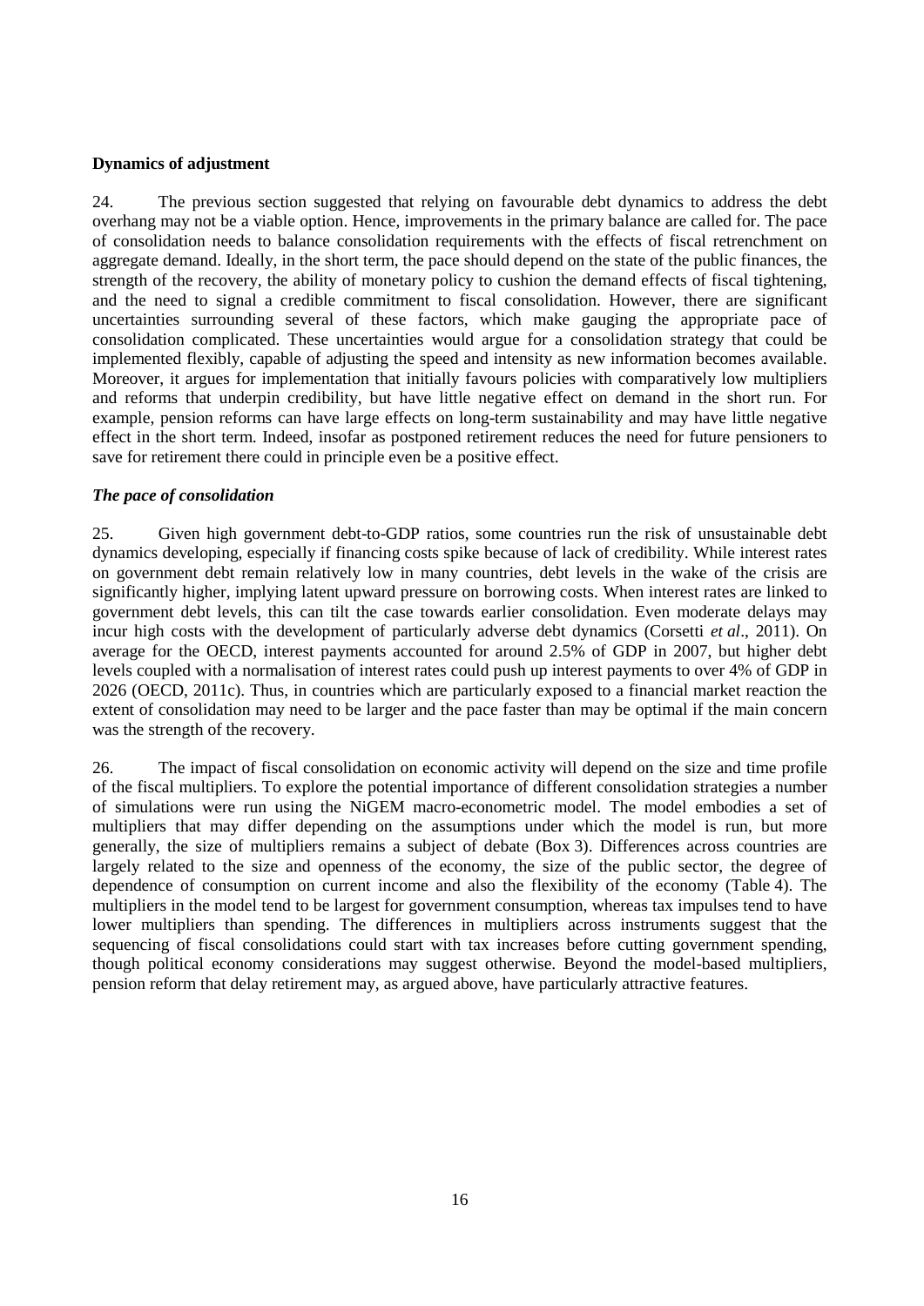**Dynamics of adjustment**

24. The previous section suggested that relying on favourable debt dynamics to address the debt overhang may not be a viable option. Hence, improvements in the primary balance are called for. The pace of consolidation needs to balance consolidation requirements with the effects of fiscal retrenchment on aggregate demand. Ideally, in the short term, the pace should depend on the state of the public finances, the strength of the recovery, the ability of monetary policy to cushion the demand effects of fiscal tightening, and the need to signal a credible commitment to fiscal consolidation. However, there are significant uncertainties surrounding several of these factors, which make gauging the appropriate pace of consolidation complicated. These uncertainties would argue for a consolidation strategy that could be implemented flexibly, capable of adjusting the speed and intensity as new information becomes available. Moreover, it argues for implementation that initially favours policies with comparatively low multipliers and reforms that underpin credibility, but have little negative effect on demand in the short run. For example, pension reforms can have large effects on long-term sustainability and may have little negative effect in the short term. Indeed, insofar as postponed retirement reduces the need for future pensioners to save for retirement there could in principle even be a positive effect.

***The pace of consolidation***

25. Given high government debt-to-GDP ratios, some countries run the risk of unsustainable debt dynamics developing, especially if financing costs spike because of lack of credibility. While interest rates on government debt remain relatively low in many countries, debt levels in the wake of the crisis are significantly higher, implying latent upward pressure on borrowing costs. When interest rates are linked to government debt levels, this can tilt the case towards earlier consolidation. Even moderate delays may incur high costs with the development of particularly adverse debt dynamics (Corsetti *et al*., 2011). On average for the OECD, interest payments accounted for around 2.5% of GDP in 2007, but higher debt levels coupled with a normalisation of interest rates could push up interest payments to over 4% of GDP in 2026 (OECD, 2011c). Thus, in countries which are particularly exposed to a financial market reaction the extent of consolidation may need to be larger and the pace faster than may be optimal if the main concern was the strength of the recovery.

26. The impact of fiscal consolidation on economic activity will depend on the size and time profile of the fiscal multipliers. To explore the potential importance of different consolidation strategies a number of simulations were run using the NiGEM macro-econometric model. The model embodies a set of multipliers that may differ depending on the assumptions under which the model is run, but more generally, the size of multipliers remains a subject of debate (Box 3). Differences across countries are largely related to the size and openness of the economy, the size of the public sector, the degree of dependence of consumption on current income and also the flexibility of the economy (Table 4). The multipliers in the model tend to be largest for government consumption, whereas tax impulses tend to have lower multipliers than spending. The differences in multipliers across instruments suggest that the sequencing of fiscal consolidations could start with tax increases before cutting government spending, though political economy considerations may suggest otherwise. Beyond the model-based multipliers, pension reform that delay retirement may, as argued above, have particularly attractive features.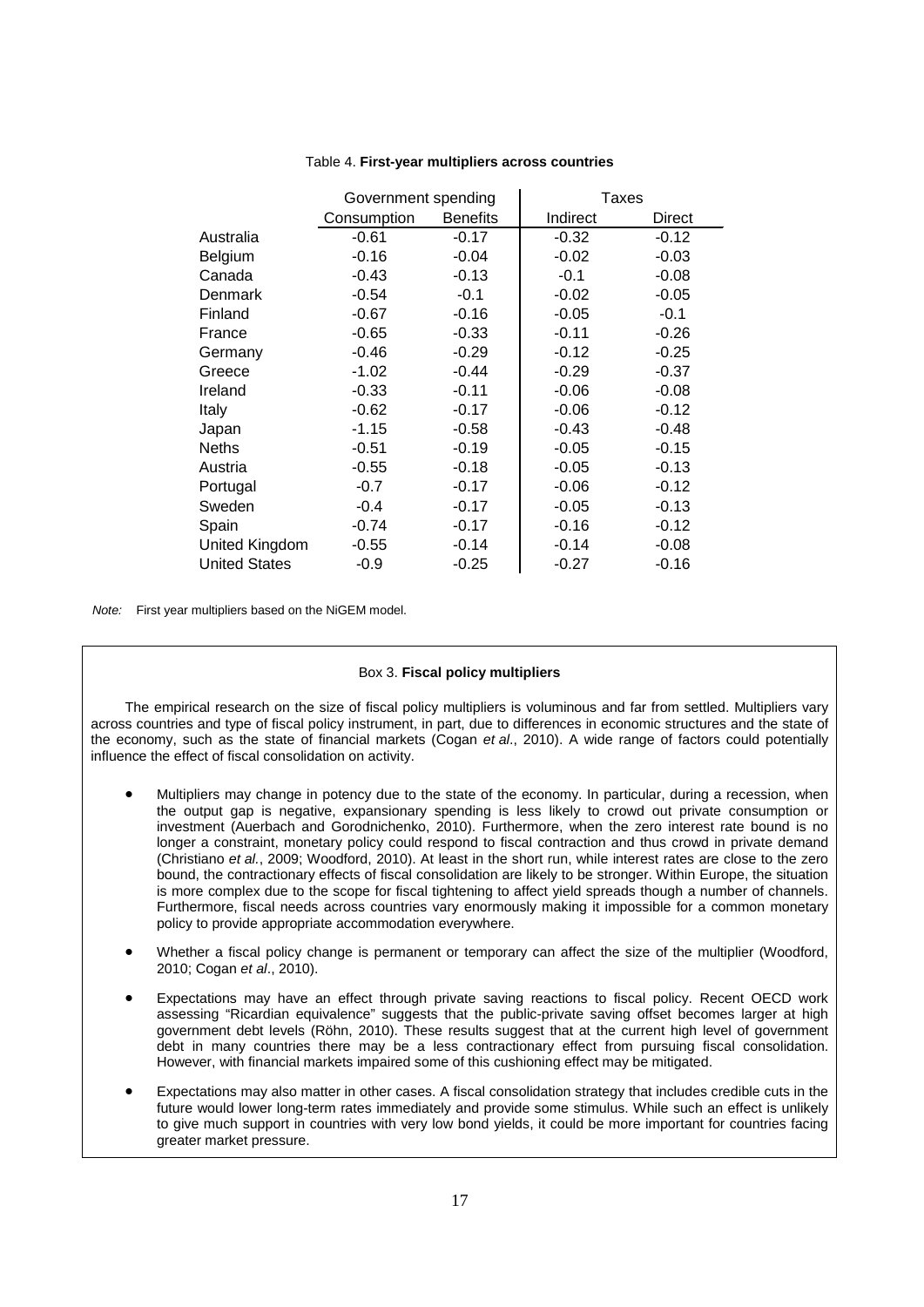Table 4. **First-year multipliers across countries**

| | Government spending | | Taxes | |
|---|---|---|---|---|
| | Consumption | Benefits | Indirect | Direct |
| Australia | -0.61 | -0.17 | -0.32 | -0.12 |
| Belgium | -0.16 | -0.04 | -0.02 | -0.03 |
| Canada | -0.43 | -0.13 | -0.1 | -0.08 |
| Denmark | -0.54 | -0.1 | -0.02 | -0.05 |
| Finland | -0.67 | -0.16 | -0.05 | -0.1 |
| France | -0.65 | -0.33 | -0.11 | -0.26 |
| Germany | -0.46 | -0.29 | -0.12 | -0.25 |
| Greece | -1.02 | -0.44 | -0.29 | -0.37 |
| Ireland | -0.33 | -0.11 | -0.06 | -0.08 |
| Italy | -0.62 | -0.17 | -0.06 | -0.12 |
| Japan | -1.15 | -0.58 | -0.43 | -0.48 |
| Neths | -0.51 | -0.19 | -0.05 | -0.15 |
| Austria | -0.55 | -0.18 | -0.05 | -0.13 |
| Portugal | -0.7 | -0.17 | -0.06 | -0.12 |
| Sweden | -0.4 | -0.17 | -0.05 | -0.13 |
| Spain | -0.74 | -0.17 | -0.16 | -0.12 |
| United Kingdom | -0.55 | -0.14 | -0.14 | -0.08 |
| United States | -0.9 | -0.25 | -0.27 | -0.16 |

*Note:* First year multipliers based on the NiGEM model.

Box 3. **Fiscal policy multipliers**

The empirical research on the size of fiscal policy multipliers is voluminous and far from settled. Multipliers vary across countries and type of fiscal policy instrument, in part, due to differences in economic structures and the state of the economy, such as the state of financial markets (Cogan *et al*., 2010). A wide range of factors could potentially influence the effect of fiscal consolidation on activity.

- Multipliers may change in potency due to the state of the economy. In particular, during a recession, when the output gap is negative, expansionary spending is less likely to crowd out private consumption or investment (Auerbach and Gorodnichenko, 2010). Furthermore, when the zero interest rate bound is no longer a constraint, monetary policy could respond to fiscal contraction and thus crowd in private demand (Christiano *et al.*, 2009; Woodford, 2010). At least in the short run, while interest rates are close to the zero bound, the contractionary effects of fiscal consolidation are likely to be stronger. Within Europe, the situation is more complex due to the scope for fiscal tightening to affect yield spreads though a number of channels. Furthermore, fiscal needs across countries vary enormously making it impossible for a common monetary policy to provide appropriate accommodation everywhere.

- Whether a fiscal policy change is permanent or temporary can affect the size of the multiplier (Woodford, 2010; Cogan *et al*., 2010).

- Expectations may have an effect through private saving reactions to fiscal policy. Recent OECD work assessing "Ricardian equivalence" suggests that the public-private saving offset becomes larger at high government debt levels (Röhn, 2010). These results suggest that at the current high level of government debt in many countries there may be a less contractionary effect from pursuing fiscal consolidation. However, with financial markets impaired some of this cushioning effect may be mitigated.

- Expectations may also matter in other cases. A fiscal consolidation strategy that includes credible cuts in the future would lower long-term rates immediately and provide some stimulus. While such an effect is unlikely to give much support in countries with very low bond yields, it could be more important for countries facing greater market pressure.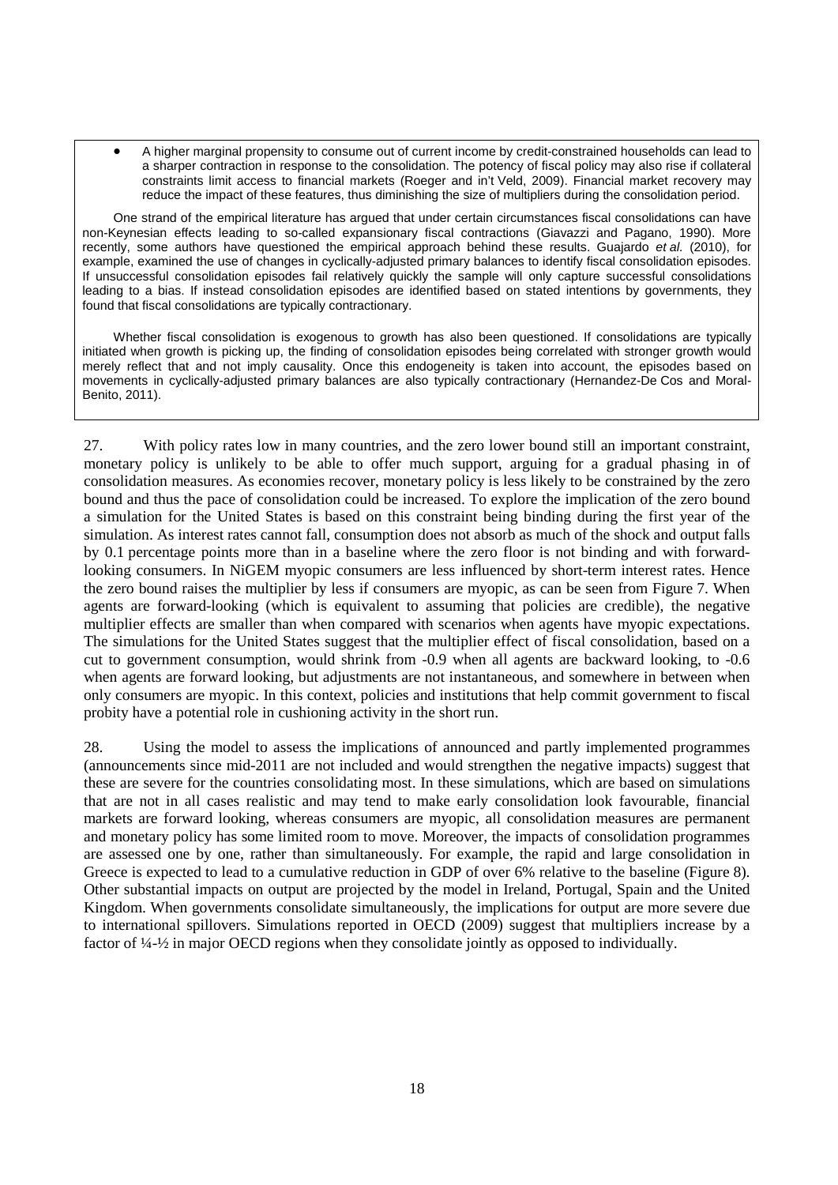- A higher marginal propensity to consume out of current income by credit-constrained households can lead to a sharper contraction in response to the consolidation. The potency of fiscal policy may also rise if collateral constraints limit access to financial markets (Roeger and in't Veld, 2009). Financial market recovery may reduce the impact of these features, thus diminishing the size of multipliers during the consolidation period.

One strand of the empirical literature has argued that under certain circumstances fiscal consolidations can have non-Keynesian effects leading to so-called expansionary fiscal contractions (Giavazzi and Pagano, 1990). More recently, some authors have questioned the empirical approach behind these results. Guajardo *et al.* (2010), for example, examined the use of changes in cyclically-adjusted primary balances to identify fiscal consolidation episodes. If unsuccessful consolidation episodes fail relatively quickly the sample will only capture successful consolidations leading to a bias. If instead consolidation episodes are identified based on stated intentions by governments, they found that fiscal consolidations are typically contractionary.

Whether fiscal consolidation is exogenous to growth has also been questioned. If consolidations are typically initiated when growth is picking up, the finding of consolidation episodes being correlated with stronger growth would merely reflect that and not imply causality. Once this endogeneity is taken into account, the episodes based on movements in cyclically-adjusted primary balances are also typically contractionary (Hernandez-De Cos and Moral-Benito, 2011).

27. With policy rates low in many countries, and the zero lower bound still an important constraint, monetary policy is unlikely to be able to offer much support, arguing for a gradual phasing in of consolidation measures. As economies recover, monetary policy is less likely to be constrained by the zero bound and thus the pace of consolidation could be increased. To explore the implication of the zero bound a simulation for the United States is based on this constraint being binding during the first year of the simulation. As interest rates cannot fall, consumption does not absorb as much of the shock and output falls by 0.1 percentage points more than in a baseline where the zero floor is not binding and with forward-looking consumers. In NiGEM myopic consumers are less influenced by short-term interest rates. Hence the zero bound raises the multiplier by less if consumers are myopic, as can be seen from Figure 7. When agents are forward-looking (which is equivalent to assuming that policies are credible), the negative multiplier effects are smaller than when compared with scenarios when agents have myopic expectations. The simulations for the United States suggest that the multiplier effect of fiscal consolidation, based on a cut to government consumption, would shrink from -0.9 when all agents are backward looking, to -0.6 when agents are forward looking, but adjustments are not instantaneous, and somewhere in between when only consumers are myopic. In this context, policies and institutions that help commit government to fiscal probity have a potential role in cushioning activity in the short run.

28. Using the model to assess the implications of announced and partly implemented programmes (announcements since mid-2011 are not included and would strengthen the negative impacts) suggest that these are severe for the countries consolidating most. In these simulations, which are based on simulations that are not in all cases realistic and may tend to make early consolidation look favourable, financial markets are forward looking, whereas consumers are myopic, all consolidation measures are permanent and monetary policy has some limited room to move. Moreover, the impacts of consolidation programmes are assessed one by one, rather than simultaneously. For example, the rapid and large consolidation in Greece is expected to lead to a cumulative reduction in GDP of over 6% relative to the baseline (Figure 8). Other substantial impacts on output are projected by the model in Ireland, Portugal, Spain and the United Kingdom. When governments consolidate simultaneously, the implications for output are more severe due to international spillovers. Simulations reported in OECD (2009) suggest that multipliers increase by a factor of ¼-½ in major OECD regions when they consolidate jointly as opposed to individually.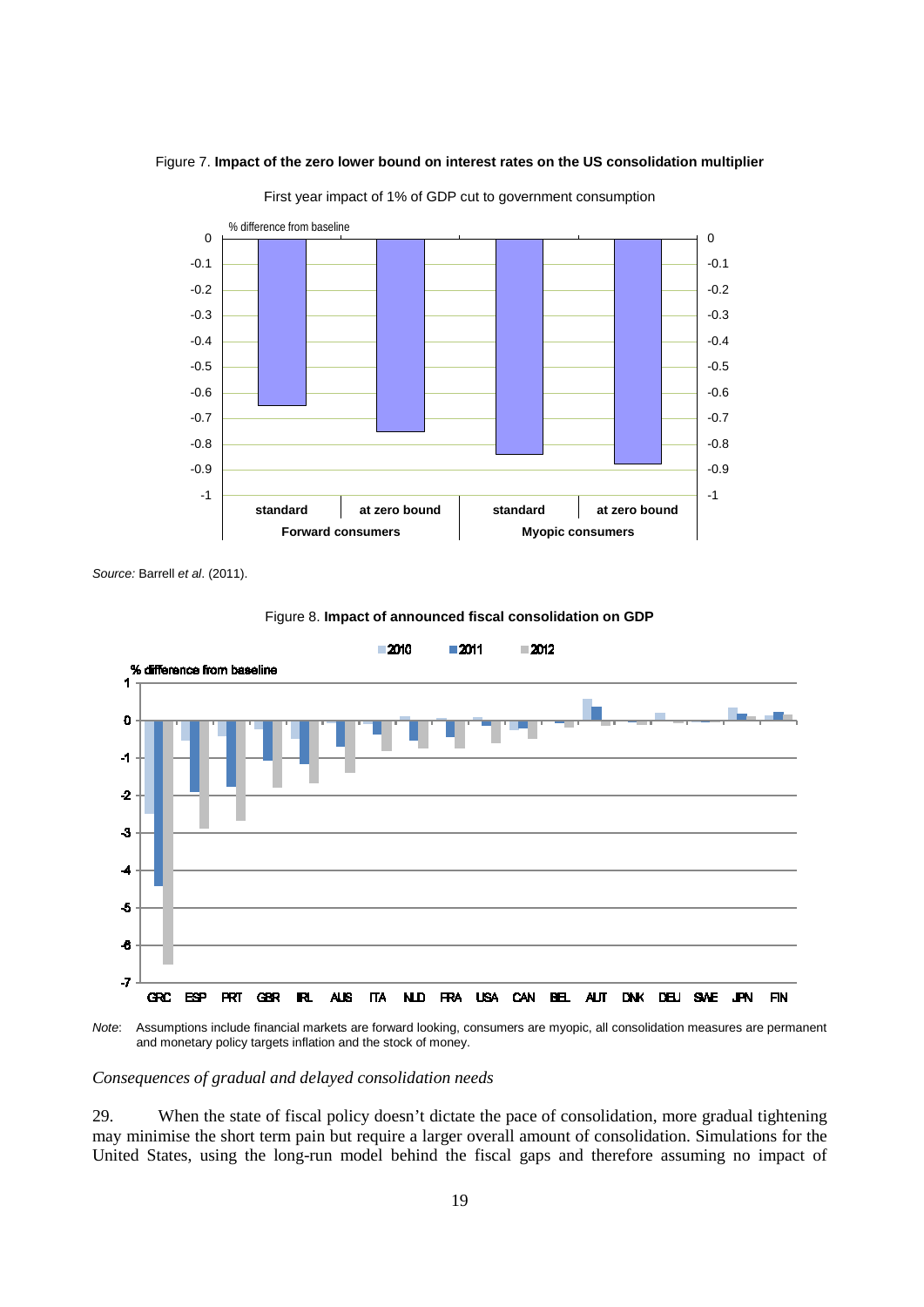Figure 7. **Impact of the zero lower bound on interest rates on the US consolidation multiplier**

First year impact of 1% of GDP cut to government consumption

*Source:* Barrell *et al*. (2011).

Figure 8. **Impact of announced fiscal consolidation on GDP**

*Note*: Assumptions include financial markets are forward looking, consumers are myopic, all consolidation measures are permanent and monetary policy targets inflation and the stock of money.

*Consequences of gradual and delayed consolidation needs*

29. When the state of fiscal policy doesn't dictate the pace of consolidation, more gradual tightening may minimise the short term pain but require a larger overall amount of consolidation. Simulations for the United States, using the long-run model behind the fiscal gaps and therefore assuming no impact of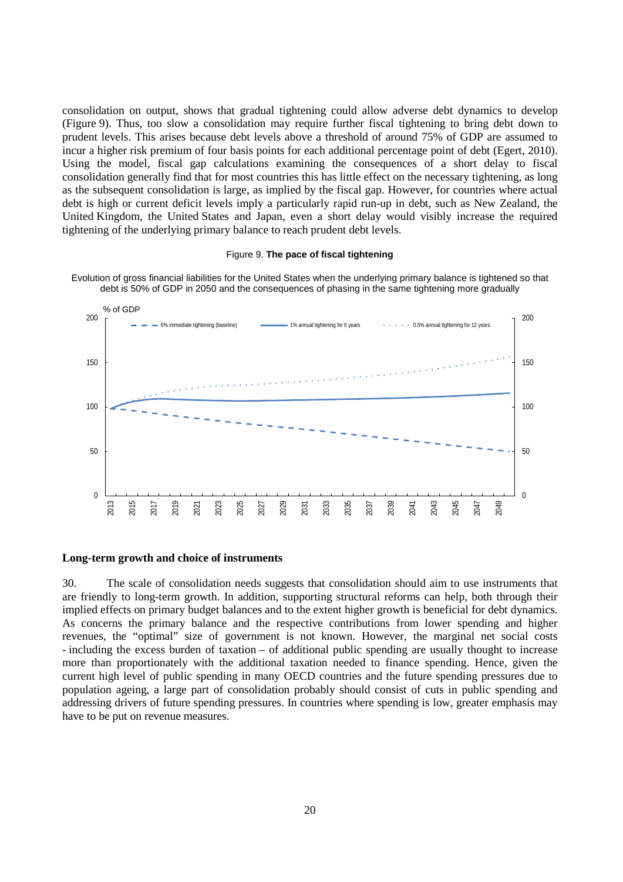consolidation on output, shows that gradual tightening could allow adverse debt dynamics to develop (Figure 9). Thus, too slow a consolidation may require further fiscal tightening to bring debt down to prudent levels. This arises because debt levels above a threshold of around 75% of GDP are assumed to incur a higher risk premium of four basis points for each additional percentage point of debt (Egert, 2010). Using the model, fiscal gap calculations examining the consequences of a short delay to fiscal consolidation generally find that for most countries this has little effect on the necessary tightening, as long as the subsequent consolidation is large, as implied by the fiscal gap. However, for countries where actual debt is high or current deficit levels imply a particularly rapid run-up in debt, such as New Zealand, the United Kingdom, the United States and Japan, even a short delay would visibly increase the required tightening of the underlying primary balance to reach prudent debt levels.

Figure 9. **The pace of fiscal tightening**

Evolution of gross financial liabilities for the United States when the underlying primary balance is tightened so that debt is 50% of GDP in 2050 and the consequences of phasing in the same tightening more gradually

### Long-term growth and choice of instruments

30. The scale of consolidation needs suggests that consolidation should aim to use instruments that are friendly to long-term growth. In addition, supporting structural reforms can help, both through their implied effects on primary budget balances and to the extent higher growth is beneficial for debt dynamics. As concerns the primary balance and the respective contributions from lower spending and higher revenues, the "optimal" size of government is not known. However, the marginal net social costs - including the excess burden of taxation – of additional public spending are usually thought to increase more than proportionately with the additional taxation needed to finance spending. Hence, given the current high level of public spending in many OECD countries and the future spending pressures due to population ageing, a large part of consolidation probably should consist of cuts in public spending and addressing drivers of future spending pressures. In countries where spending is low, greater emphasis may have to be put on revenue measures.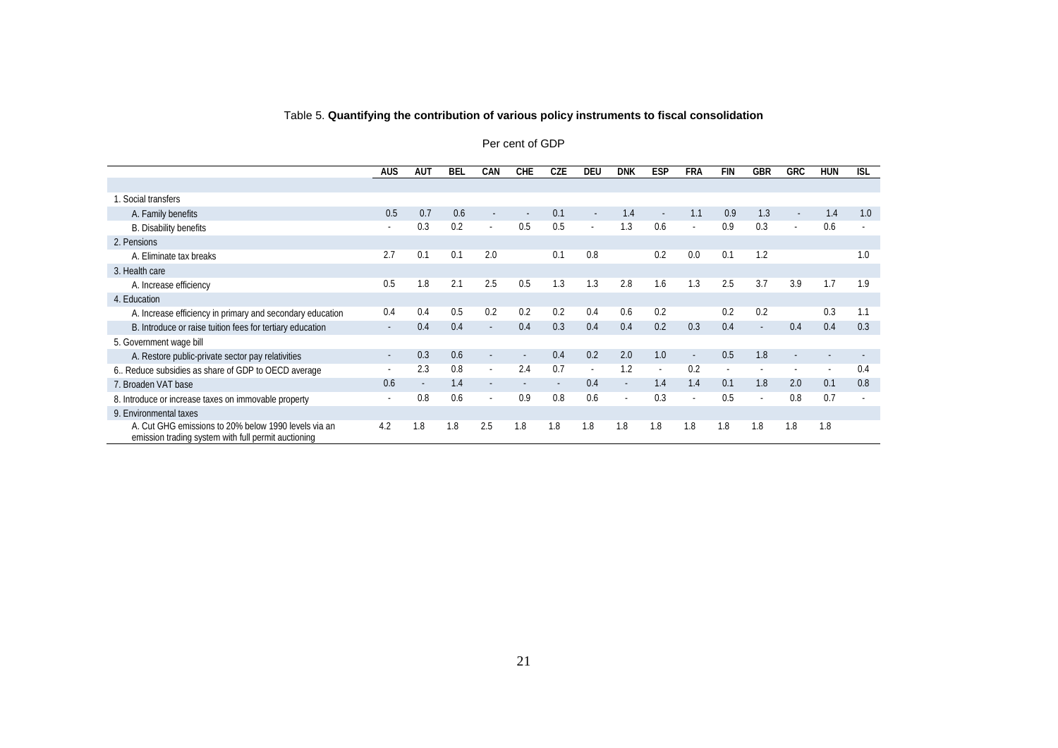Table 5. **Quantifying the contribution of various policy instruments to fiscal consolidation**

Per cent of GDP

| | AUS | AUT | BEL | CAN | CHE | CZE | DEU | DNK | ESP | FRA | FIN | GBR | GRC | HUN | ISL |
|---|---|---|---|---|---|---|---|---|---|---|---|---|---|---|---|
| 1. Social transfers | | | | | | | | | | | | | | | |
| A. Family benefits | 0.5 | 0.7 | 0.6 | - | - | 0.1 | - | 1.4 | - | 1.1 | 0.9 | 1.3 | - | 1.4 | 1.0 |
| B. Disability benefits | - | 0.3 | 0.2 | - | 0.5 | 0.5 | - | 1.3 | 0.6 | - | 0.9 | 0.3 | - | 0.6 | - |
| 2. Pensions | | | | | | | | | | | | | | | |
| A. Eliminate tax breaks | 2.7 | 0.1 | 0.1 | 2.0 | | 0.1 | 0.8 | | 0.2 | 0.0 | 0.1 | 1.2 | | | 1.0 |
| 3. Health care | | | | | | | | | | | | | | | |
| A. Increase efficiency | 0.5 | 1.8 | 2.1 | 2.5 | 0.5 | 1.3 | 1.3 | 2.8 | 1.6 | 1.3 | 2.5 | 3.7 | 3.9 | 1.7 | 1.9 |
| 4. Education | | | | | | | | | | | | | | | |
| A. Increase efficiency in primary and secondary education | 0.4 | 0.4 | 0.5 | 0.2 | 0.2 | 0.2 | 0.4 | 0.6 | 0.2 | | 0.2 | 0.2 | | 0.3 | 1.1 |
| B. Introduce or raise tuition fees for tertiary education | - | 0.4 | 0.4 | - | 0.4 | 0.3 | 0.4 | 0.4 | 0.2 | 0.3 | 0.4 | - | 0.4 | 0.4 | 0.3 |
| 5. Government wage bill | | | | | | | | | | | | | | | |
| A. Restore public-private sector pay relativities | - | 0.3 | 0.6 | - | - | 0.4 | 0.2 | 2.0 | 1.0 | - | 0.5 | 1.8 | - | - | - |
| 6.. Reduce subsidies as share of GDP to OECD average | - | 2.3 | 0.8 | - | 2.4 | 0.7 | - | 1.2 | - | 0.2 | - | - | - | - | 0.4 |
| 7. Broaden VAT base | 0.6 | - | 1.4 | - | - | - | 0.4 | - | 1.4 | 1.4 | 0.1 | 1.8 | 2.0 | 0.1 | 0.8 |
| 8. Introduce or increase taxes on immovable property | - | 0.8 | 0.6 | - | 0.9 | 0.8 | 0.6 | - | 0.3 | - | 0.5 | - | 0.8 | 0.7 | - |
| 9. Environmental taxes | | | | | | | | | | | | | | | |
| A. Cut GHG emissions to 20% below 1990 levels via an emission trading system with full permit auctioning | 4.2 | 1.8 | 1.8 | 2.5 | 1.8 | 1.8 | 1.8 | 1.8 | 1.8 | 1.8 | 1.8 | 1.8 | 1.8 | 1.8 | |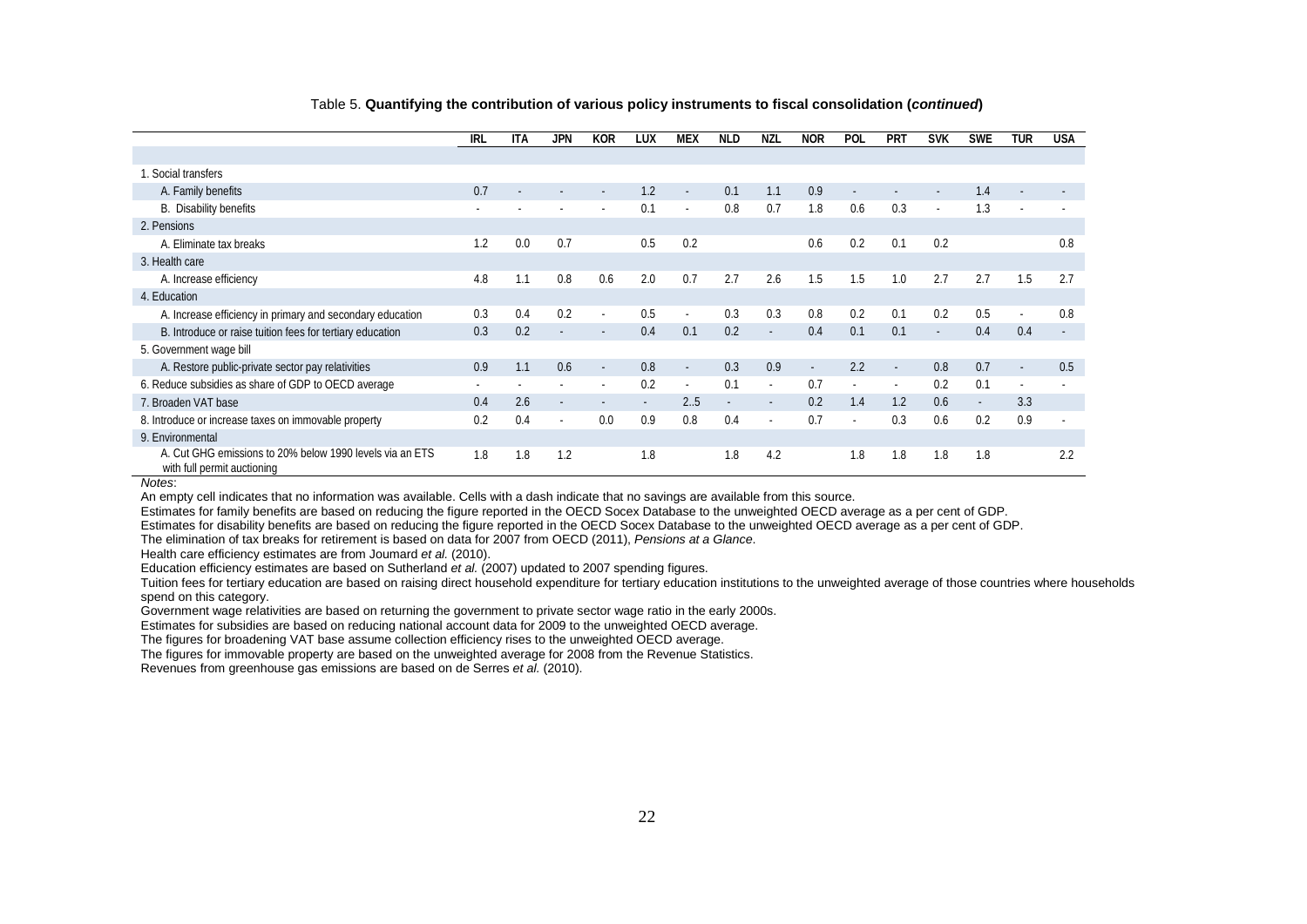Table 5. **Quantifying the contribution of various policy instruments to fiscal consolidation (*continued*)**

| | IRL | ITA | JPN | KOR | LUX | MEX | NLD | NZL | NOR | POL | PRT | SVK | SWE | TUR | USA |
|---|---|---|---|---|---|---|---|---|---|---|---|---|---|---|---|
| 1. Social transfers | | | | | | | | | | | | | | | |
| A. Family benefits | 0.7 | - | - | - | 1.2 | - | 0.1 | 1.1 | 0.9 | - | - | - | 1.4 | - | - |
| B. Disability benefits | - | - | - | - | 0.1 | - | 0.8 | 0.7 | 1.8 | 0.6 | 0.3 | - | 1.3 | - | - |
| 2. Pensions | | | | | | | | | | | | | | | |
| A. Eliminate tax breaks | 1.2 | 0.0 | 0.7 | | 0.5 | 0.2 | | | 0.6 | 0.2 | 0.1 | 0.2 | | | 0.8 |
| 3. Health care | | | | | | | | | | | | | | | |
| A. Increase efficiency | 4.8 | 1.1 | 0.8 | 0.6 | 2.0 | 0.7 | 2.7 | 2.6 | 1.5 | 1.5 | 1.0 | 2.7 | 2.7 | 1.5 | 2.7 |
| 4. Education | | | | | | | | | | | | | | | |
| A. Increase efficiency in primary and secondary education | 0.3 | 0.4 | 0.2 | - | 0.5 | - | 0.3 | 0.3 | 0.8 | 0.2 | 0.1 | 0.2 | 0.5 | - | 0.8 |
| B. Introduce or raise tuition fees for tertiary education | 0.3 | 0.2 | - | - | 0.4 | 0.1 | 0.2 | - | 0.4 | 0.1 | 0.1 | - | 0.4 | 0.4 | - |
| 5. Government wage bill | | | | | | | | | | | | | | | |
| A. Restore public-private sector pay relativities | 0.9 | 1.1 | 0.6 | - | 0.8 | - | 0.3 | 0.9 | - | 2.2 | - | 0.8 | 0.7 | - | 0.5 |
| 6. Reduce subsidies as share of GDP to OECD average | - | - | - | - | 0.2 | - | 0.1 | - | 0.7 | - | - | 0.2 | 0.1 | - | - |
| 7. Broaden VAT base | 0.4 | 2.6 | - | - | - | 2..5 | - | - | 0.2 | 1.4 | 1.2 | 0.6 | - | 3.3 | |
| 8. Introduce or increase taxes on immovable property | 0.2 | 0.4 | - | 0.0 | 0.9 | 0.8 | 0.4 | - | 0.7 | - | 0.3 | 0.6 | 0.2 | 0.9 | - |
| 9. Environmental | | | | | | | | | | | | | | | |
| A. Cut GHG emissions to 20% below 1990 levels via an ETS with full permit auctioning | 1.8 | 1.8 | 1.2 | | 1.8 | | 1.8 | 4.2 | | 1.8 | 1.8 | 1.8 | 1.8 | | 2.2 |

*Notes*:

An empty cell indicates that no information was available. Cells with a dash indicate that no savings are available from this source.

Estimates for family benefits are based on reducing the figure reported in the OECD Socex Database to the unweighted OECD average as a per cent of GDP.

Estimates for disability benefits are based on reducing the figure reported in the OECD Socex Database to the unweighted OECD average as a per cent of GDP.

The elimination of tax breaks for retirement is based on data for 2007 from OECD (2011), *Pensions at a Glance*.

Health care efficiency estimates are from Joumard *et al.* (2010).

Education efficiency estimates are based on Sutherland *et al.* (2007) updated to 2007 spending figures.

Tuition fees for tertiary education are based on raising direct household expenditure for tertiary education institutions to the unweighted average of those countries where households spend on this category.

Government wage relativities are based on returning the government to private sector wage ratio in the early 2000s.

Estimates for subsidies are based on reducing national account data for 2009 to the unweighted OECD average.

The figures for broadening VAT base assume collection efficiency rises to the unweighted OECD average.

The figures for immovable property are based on the unweighted average for 2008 from the Revenue Statistics.

Revenues from greenhouse gas emissions are based on de Serres *et al.* (2010).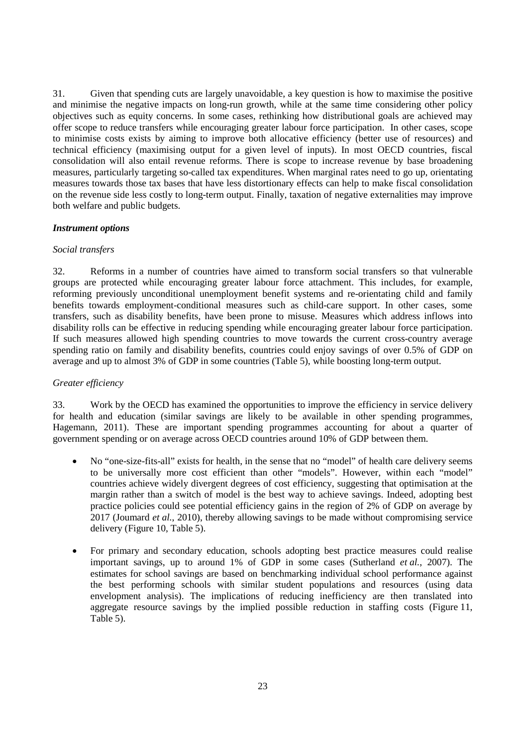31. Given that spending cuts are largely unavoidable, a key question is how to maximise the positive and minimise the negative impacts on long-run growth, while at the same time considering other policy objectives such as equity concerns. In some cases, rethinking how distributional goals are achieved may offer scope to reduce transfers while encouraging greater labour force participation. In other cases, scope to minimise costs exists by aiming to improve both allocative efficiency (better use of resources) and technical efficiency (maximising output for a given level of inputs). In most OECD countries, fiscal consolidation will also entail revenue reforms. There is scope to increase revenue by base broadening measures, particularly targeting so-called tax expenditures. When marginal rates need to go up, orientating measures towards those tax bases that have less distortionary effects can help to make fiscal consolidation on the revenue side less costly to long-term output. Finally, taxation of negative externalities may improve both welfare and public budgets.

### *Instrument options*

#### *Social transfers*

32. Reforms in a number of countries have aimed to transform social transfers so that vulnerable groups are protected while encouraging greater labour force attachment. This includes, for example, reforming previously unconditional unemployment benefit systems and re-orientating child and family benefits towards employment-conditional measures such as child-care support. In other cases, some transfers, such as disability benefits, have been prone to misuse. Measures which address inflows into disability rolls can be effective in reducing spending while encouraging greater labour force participation. If such measures allowed high spending countries to move towards the current cross-country average spending ratio on family and disability benefits, countries could enjoy savings of over 0.5% of GDP on average and up to almost 3% of GDP in some countries (Table 5), while boosting long-term output.

#### *Greater efficiency*

33. Work by the OECD has examined the opportunities to improve the efficiency in service delivery for health and education (similar savings are likely to be available in other spending programmes, Hagemann, 2011). These are important spending programmes accounting for about a quarter of government spending or on average across OECD countries around 10% of GDP between them.

- No "one-size-fits-all" exists for health, in the sense that no "model" of health care delivery seems to be universally more cost efficient than other "models". However, within each "model" countries achieve widely divergent degrees of cost efficiency, suggesting that optimisation at the margin rather than a switch of model is the best way to achieve savings. Indeed, adopting best practice policies could see potential efficiency gains in the region of 2% of GDP on average by 2017 (Joumard *et al.*, 2010), thereby allowing savings to be made without compromising service delivery (Figure 10, Table 5).

- For primary and secondary education, schools adopting best practice measures could realise important savings, up to around 1% of GDP in some cases (Sutherland *et al.*, 2007). The estimates for school savings are based on benchmarking individual school performance against the best performing schools with similar student populations and resources (using data envelopment analysis). The implications of reducing inefficiency are then translated into aggregate resource savings by the implied possible reduction in staffing costs (Figure 11, Table 5).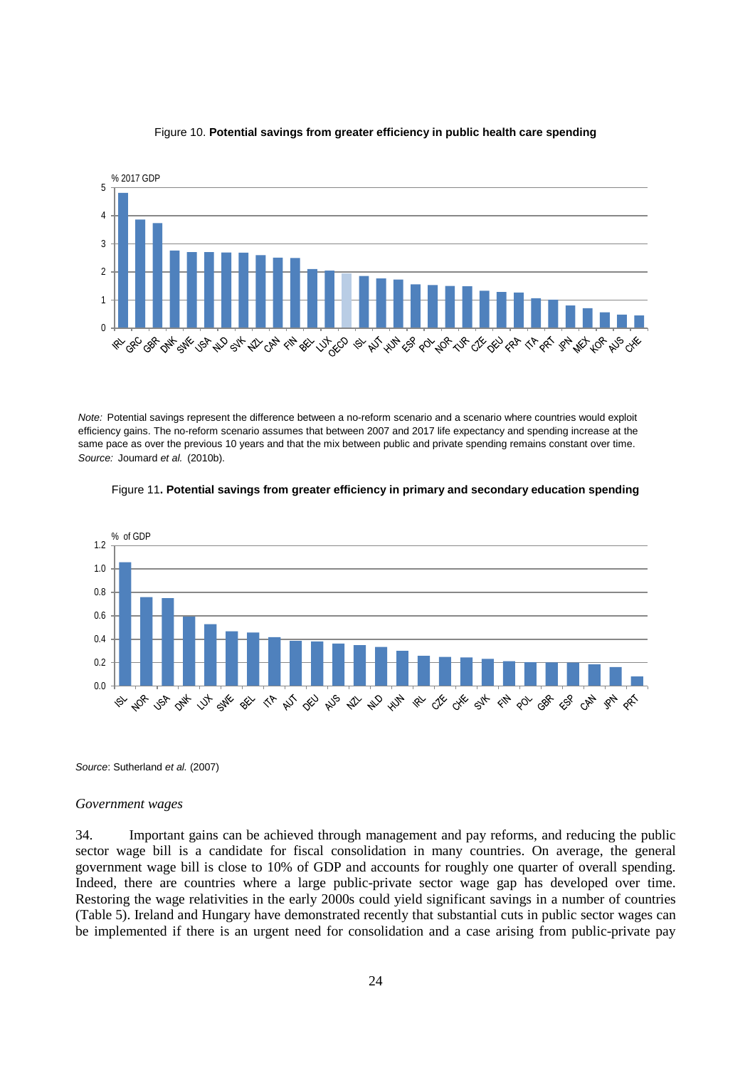Figure 10. **Potential savings from greater efficiency in public health care spending**

*Note:* Potential savings represent the difference between a no-reform scenario and a scenario where countries would exploit efficiency gains. The no-reform scenario assumes that between 2007 and 2017 life expectancy and spending increase at the same pace as over the previous 10 years and that the mix between public and private spending remains constant over time.
*Source:* Joumard *et al.* (2010b).

Figure 11**. Potential savings from greater efficiency in primary and secondary education spending**

*Source*: Sutherland *et al.* (2007)

*Government wages*

34. Important gains can be achieved through management and pay reforms, and reducing the public sector wage bill is a candidate for fiscal consolidation in many countries. On average, the general government wage bill is close to 10% of GDP and accounts for roughly one quarter of overall spending. Indeed, there are countries where a large public-private sector wage gap has developed over time. Restoring the wage relativities in the early 2000s could yield significant savings in a number of countries (Table 5). Ireland and Hungary have demonstrated recently that substantial cuts in public sector wages can be implemented if there is an urgent need for consolidation and a case arising from public-private pay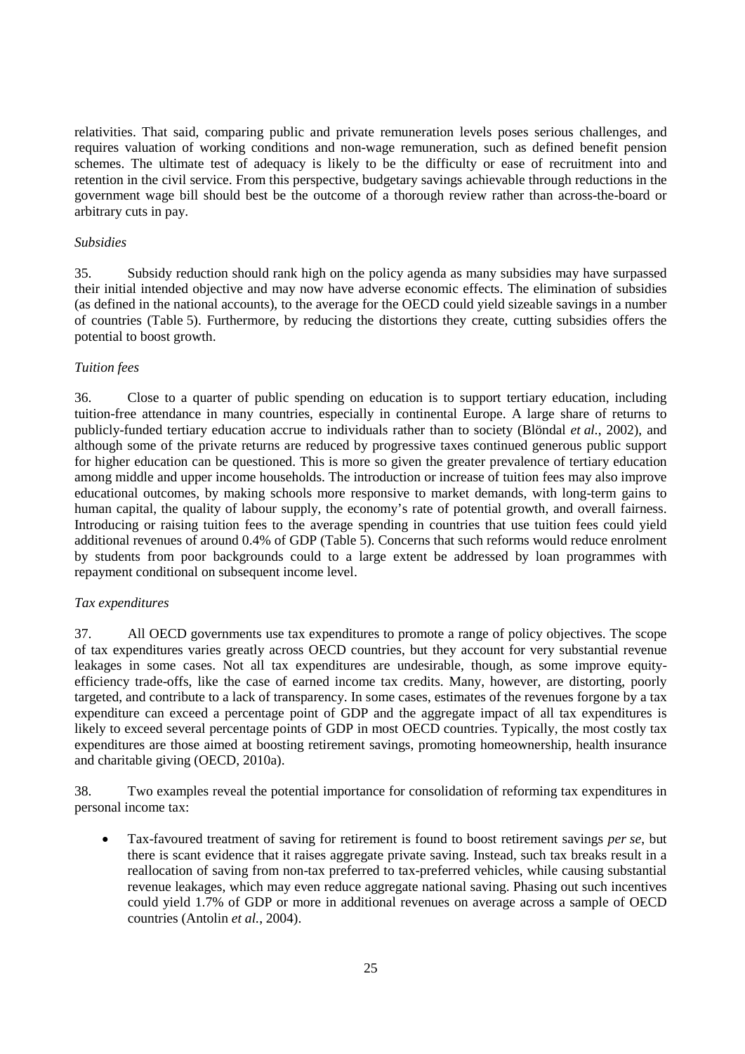relativities. That said, comparing public and private remuneration levels poses serious challenges, and requires valuation of working conditions and non-wage remuneration, such as defined benefit pension schemes. The ultimate test of adequacy is likely to be the difficulty or ease of recruitment into and retention in the civil service. From this perspective, budgetary savings achievable through reductions in the government wage bill should best be the outcome of a thorough review rather than across-the-board or arbitrary cuts in pay.

*Subsidies*

35. Subsidy reduction should rank high on the policy agenda as many subsidies may have surpassed their initial intended objective and may now have adverse economic effects. The elimination of subsidies (as defined in the national accounts), to the average for the OECD could yield sizeable savings in a number of countries (Table 5). Furthermore, by reducing the distortions they create, cutting subsidies offers the potential to boost growth.

*Tuition fees*

36. Close to a quarter of public spending on education is to support tertiary education, including tuition-free attendance in many countries, especially in continental Europe. A large share of returns to publicly-funded tertiary education accrue to individuals rather than to society (Blöndal *et al.*, 2002), and although some of the private returns are reduced by progressive taxes continued generous public support for higher education can be questioned. This is more so given the greater prevalence of tertiary education among middle and upper income households. The introduction or increase of tuition fees may also improve educational outcomes, by making schools more responsive to market demands, with long-term gains to human capital, the quality of labour supply, the economy's rate of potential growth, and overall fairness. Introducing or raising tuition fees to the average spending in countries that use tuition fees could yield additional revenues of around 0.4% of GDP (Table 5). Concerns that such reforms would reduce enrolment by students from poor backgrounds could to a large extent be addressed by loan programmes with repayment conditional on subsequent income level.

*Tax expenditures*

37. All OECD governments use tax expenditures to promote a range of policy objectives. The scope of tax expenditures varies greatly across OECD countries, but they account for very substantial revenue leakages in some cases. Not all tax expenditures are undesirable, though, as some improve equity-efficiency trade-offs, like the case of earned income tax credits. Many, however, are distorting, poorly targeted, and contribute to a lack of transparency. In some cases, estimates of the revenues forgone by a tax expenditure can exceed a percentage point of GDP and the aggregate impact of all tax expenditures is likely to exceed several percentage points of GDP in most OECD countries. Typically, the most costly tax expenditures are those aimed at boosting retirement savings, promoting homeownership, health insurance and charitable giving (OECD, 2010a).

38. Two examples reveal the potential importance for consolidation of reforming tax expenditures in personal income tax:

- Tax-favoured treatment of saving for retirement is found to boost retirement savings *per se*, but there is scant evidence that it raises aggregate private saving. Instead, such tax breaks result in a reallocation of saving from non-tax preferred to tax-preferred vehicles, while causing substantial revenue leakages, which may even reduce aggregate national saving. Phasing out such incentives could yield 1.7% of GDP or more in additional revenues on average across a sample of OECD countries (Antolin *et al.*, 2004).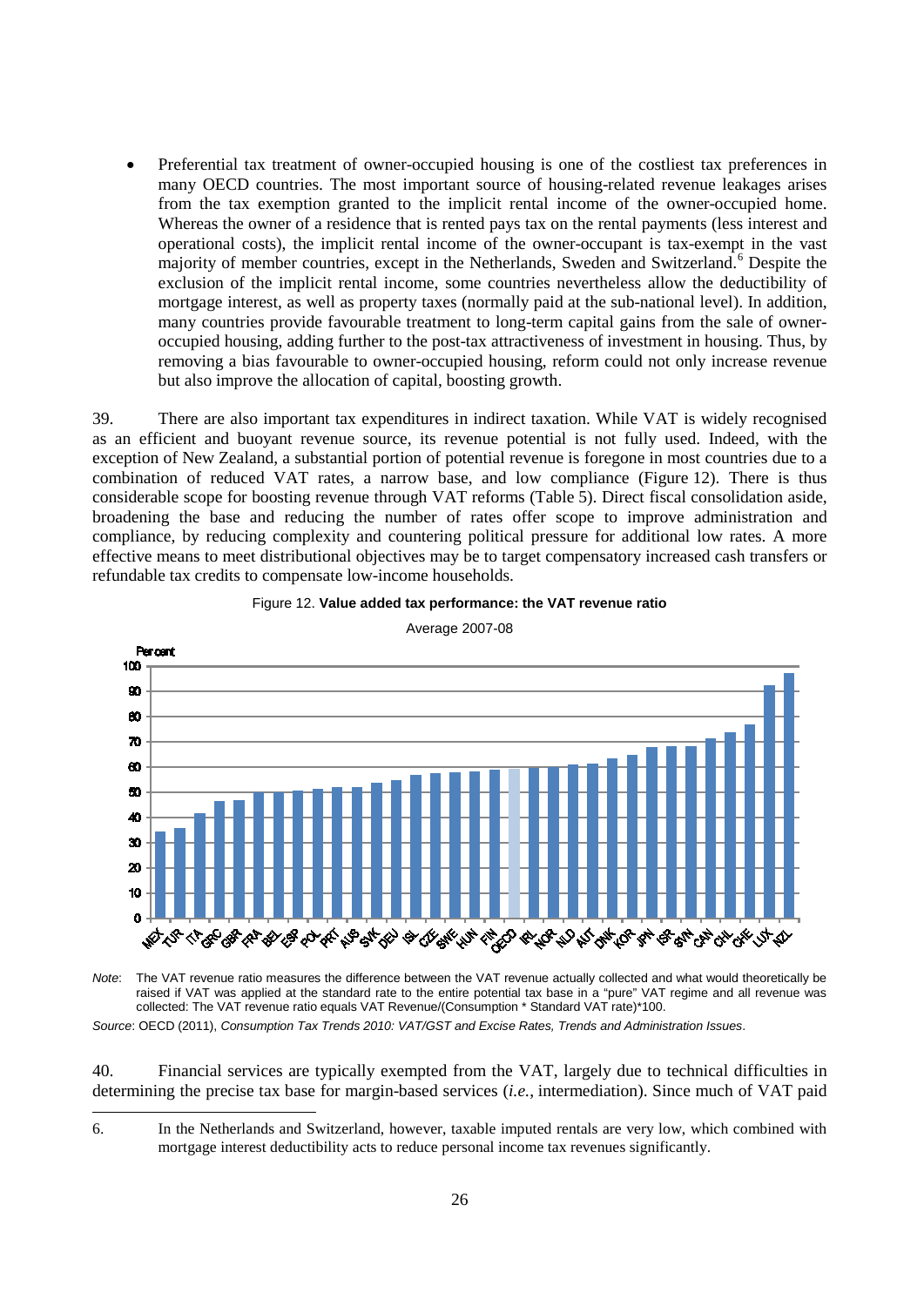- Preferential tax treatment of owner-occupied housing is one of the costliest tax preferences in many OECD countries. The most important source of housing-related revenue leakages arises from the tax exemption granted to the implicit rental income of the owner-occupied home. Whereas the owner of a residence that is rented pays tax on the rental payments (less interest and operational costs), the implicit rental income of the owner-occupant is tax-exempt in the vast majority of member countries, except in the Netherlands, Sweden and Switzerland.[6] Despite the exclusion of the implicit rental income, some countries nevertheless allow the deductibility of mortgage interest, as well as property taxes (normally paid at the sub-national level). In addition, many countries provide favourable treatment to long-term capital gains from the sale of owner-occupied housing, adding further to the post-tax attractiveness of investment in housing. Thus, by removing a bias favourable to owner-occupied housing, reform could not only increase revenue but also improve the allocation of capital, boosting growth.

39. There are also important tax expenditures in indirect taxation. While VAT is widely recognised as an efficient and buoyant revenue source, its revenue potential is not fully used. Indeed, with the exception of New Zealand, a substantial portion of potential revenue is foregone in most countries due to a combination of reduced VAT rates, a narrow base, and low compliance (Figure 12). There is thus considerable scope for boosting revenue through VAT reforms (Table 5). Direct fiscal consolidation aside, broadening the base and reducing the number of rates offer scope to improve administration and compliance, by reducing complexity and countering political pressure for additional low rates. A more effective means to meet distributional objectives may be to target compensatory increased cash transfers or refundable tax credits to compensate low-income households.

Figure 12. **Value added tax performance: the VAT revenue ratio**

Average 2007-08

*Note*: The VAT revenue ratio measures the difference between the VAT revenue actually collected and what would theoretically be raised if VAT was applied at the standard rate to the entire potential tax base in a "pure" VAT regime and all revenue was collected: The VAT revenue ratio equals VAT Revenue/(Consumption * Standard VAT rate)*100.

*Source*: OECD (2011), *Consumption Tax Trends 2010: VAT/GST and Excise Rates, Trends and Administration Issues*.

40. Financial services are typically exempted from the VAT, largely due to technical difficulties in determining the precise tax base for margin-based services (*i.e.*, intermediation). Since much of VAT paid

6. In the Netherlands and Switzerland, however, taxable imputed rentals are very low, which combined with mortgage interest deductibility acts to reduce personal income tax revenues significantly.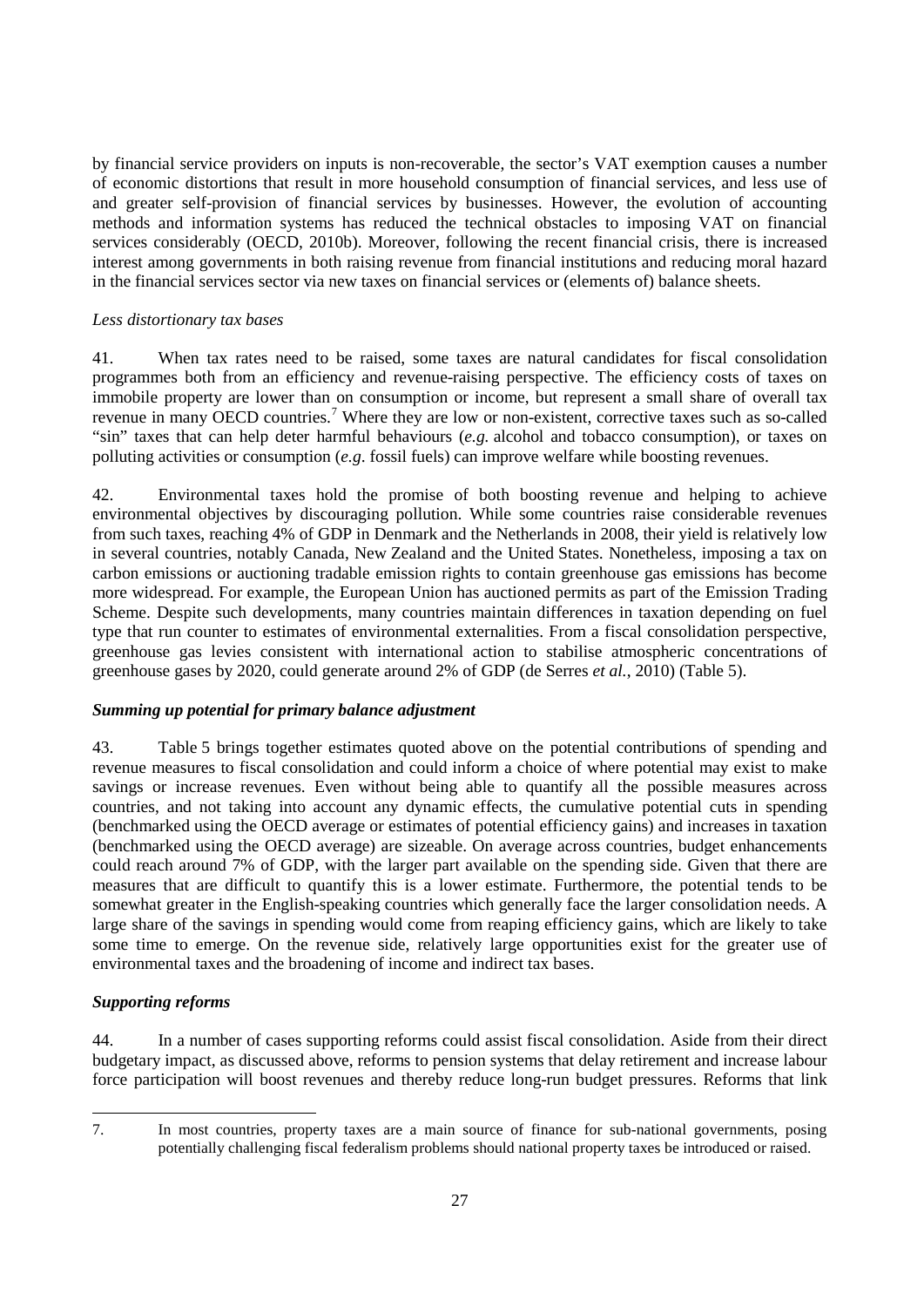by financial service providers on inputs is non-recoverable, the sector's VAT exemption causes a number of economic distortions that result in more household consumption of financial services, and less use of and greater self-provision of financial services by businesses. However, the evolution of accounting methods and information systems has reduced the technical obstacles to imposing VAT on financial services considerably (OECD, 2010b). Moreover, following the recent financial crisis, there is increased interest among governments in both raising revenue from financial institutions and reducing moral hazard in the financial services sector via new taxes on financial services or (elements of) balance sheets.

*Less distortionary tax bases*

41. When tax rates need to be raised, some taxes are natural candidates for fiscal consolidation programmes both from an efficiency and revenue-raising perspective. The efficiency costs of taxes on immobile property are lower than on consumption or income, but represent a small share of overall tax revenue in many OECD countries.[7] Where they are low or non-existent, corrective taxes such as so-called "sin" taxes that can help deter harmful behaviours (*e.g.* alcohol and tobacco consumption), or taxes on polluting activities or consumption (*e.g*. fossil fuels) can improve welfare while boosting revenues.

42. Environmental taxes hold the promise of both boosting revenue and helping to achieve environmental objectives by discouraging pollution. While some countries raise considerable revenues from such taxes, reaching 4% of GDP in Denmark and the Netherlands in 2008, their yield is relatively low in several countries, notably Canada, New Zealand and the United States. Nonetheless, imposing a tax on carbon emissions or auctioning tradable emission rights to contain greenhouse gas emissions has become more widespread. For example, the European Union has auctioned permits as part of the Emission Trading Scheme. Despite such developments, many countries maintain differences in taxation depending on fuel type that run counter to estimates of environmental externalities. From a fiscal consolidation perspective, greenhouse gas levies consistent with international action to stabilise atmospheric concentrations of greenhouse gases by 2020, could generate around 2% of GDP (de Serres *et al.*, 2010) (Table 5).

***Summing up potential for primary balance adjustment***

43. Table 5 brings together estimates quoted above on the potential contributions of spending and revenue measures to fiscal consolidation and could inform a choice of where potential may exist to make savings or increase revenues. Even without being able to quantify all the possible measures across countries, and not taking into account any dynamic effects, the cumulative potential cuts in spending (benchmarked using the OECD average or estimates of potential efficiency gains) and increases in taxation (benchmarked using the OECD average) are sizeable. On average across countries, budget enhancements could reach around 7% of GDP, with the larger part available on the spending side. Given that there are measures that are difficult to quantify this is a lower estimate. Furthermore, the potential tends to be somewhat greater in the English-speaking countries which generally face the larger consolidation needs. A large share of the savings in spending would come from reaping efficiency gains, which are likely to take some time to emerge. On the revenue side, relatively large opportunities exist for the greater use of environmental taxes and the broadening of income and indirect tax bases.

***Supporting reforms***

44. In a number of cases supporting reforms could assist fiscal consolidation. Aside from their direct budgetary impact, as discussed above, reforms to pension systems that delay retirement and increase labour force participation will boost revenues and thereby reduce long-run budget pressures. Reforms that link

7. In most countries, property taxes are a main source of finance for sub-national governments, posing potentially challenging fiscal federalism problems should national property taxes be introduced or raised.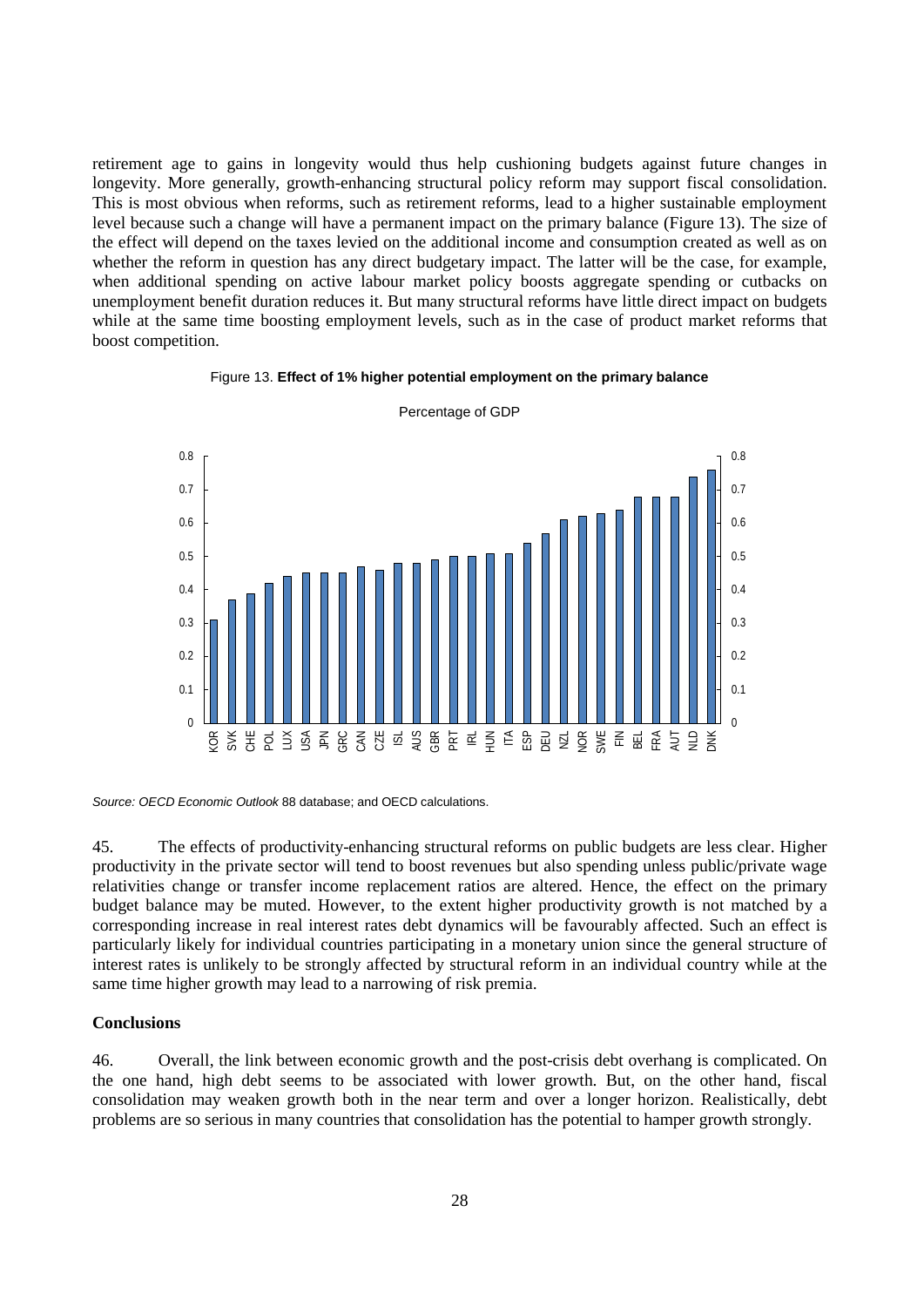retirement age to gains in longevity would thus help cushioning budgets against future changes in longevity. More generally, growth-enhancing structural policy reform may support fiscal consolidation. This is most obvious when reforms, such as retirement reforms, lead to a higher sustainable employment level because such a change will have a permanent impact on the primary balance (Figure 13). The size of the effect will depend on the taxes levied on the additional income and consumption created as well as on whether the reform in question has any direct budgetary impact. The latter will be the case, for example, when additional spending on active labour market policy boosts aggregate spending or cutbacks on unemployment benefit duration reduces it. But many structural reforms have little direct impact on budgets while at the same time boosting employment levels, such as in the case of product market reforms that boost competition.

Figure 13. **Effect of 1% higher potential employment on the primary balance**

Percentage of GDP

| Country | Value |
|---|---|
| KOR | 0.31 |
| SVK | 0.37 |
| CHE | 0.39 |
| POL | 0.42 |
| LUX | 0.44 |
| USA | 0.45 |
| JPN | 0.45 |
| GRC | 0.45 |
| CAN | 0.47 |
| CZE | 0.46 |
| ISL | 0.48 |
| AUS | 0.48 |
| GBR | 0.49 |
| PRT | 0.50 |
| IRL | 0.50 |
| HUN | 0.51 |
| ITA | 0.51 |
| ESP | 0.54 |
| DEU | 0.57 |
| NZL | 0.61 |
| NOR | 0.62 |
| SWE | 0.63 |
| FIN | 0.64 |
| BEL | 0.68 |
| FRA | 0.68 |
| AUT | 0.68 |
| NLD | 0.74 |
| DNK | 0.76 |

*Source: OECD Economic Outlook* 88 database; and OECD calculations.

45. The effects of productivity-enhancing structural reforms on public budgets are less clear. Higher productivity in the private sector will tend to boost revenues but also spending unless public/private wage relativities change or transfer income replacement ratios are altered. Hence, the effect on the primary budget balance may be muted. However, to the extent higher productivity growth is not matched by a corresponding increase in real interest rates debt dynamics will be favourably affected. Such an effect is particularly likely for individual countries participating in a monetary union since the general structure of interest rates is unlikely to be strongly affected by structural reform in an individual country while at the same time higher growth may lead to a narrowing of risk premia.

**Conclusions**

46. Overall, the link between economic growth and the post-crisis debt overhang is complicated. On the one hand, high debt seems to be associated with lower growth. But, on the other hand, fiscal consolidation may weaken growth both in the near term and over a longer horizon. Realistically, debt problems are so serious in many countries that consolidation has the potential to hamper growth strongly.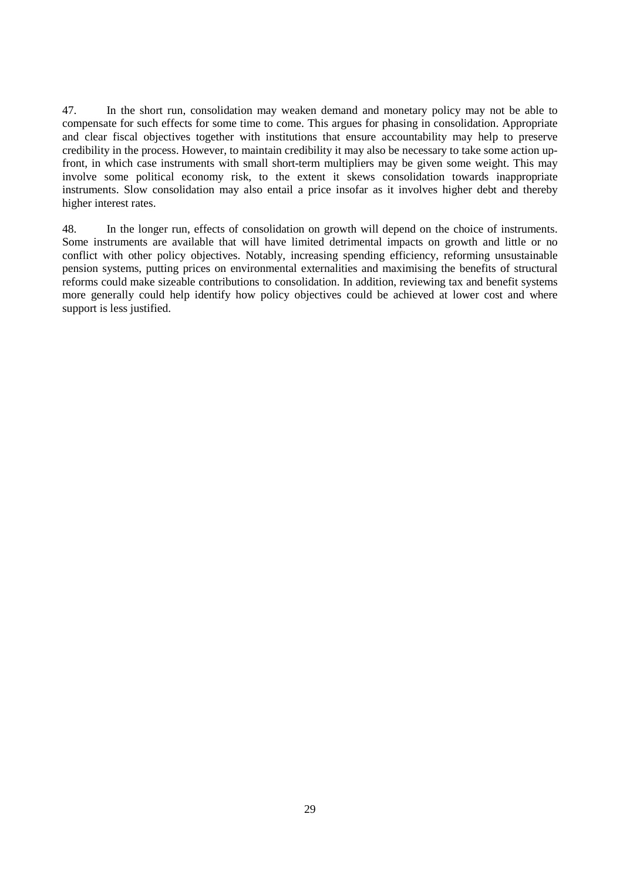47. In the short run, consolidation may weaken demand and monetary policy may not be able to compensate for such effects for some time to come. This argues for phasing in consolidation. Appropriate and clear fiscal objectives together with institutions that ensure accountability may help to preserve credibility in the process. However, to maintain credibility it may also be necessary to take some action up-front, in which case instruments with small short-term multipliers may be given some weight. This may involve some political economy risk, to the extent it skews consolidation towards inappropriate instruments. Slow consolidation may also entail a price insofar as it involves higher debt and thereby higher interest rates.

48. In the longer run, effects of consolidation on growth will depend on the choice of instruments. Some instruments are available that will have limited detrimental impacts on growth and little or no conflict with other policy objectives. Notably, increasing spending efficiency, reforming unsustainable pension systems, putting prices on environmental externalities and maximising the benefits of structural reforms could make sizeable contributions to consolidation. In addition, reviewing tax and benefit systems more generally could help identify how policy objectives could be achieved at lower cost and where support is less justified.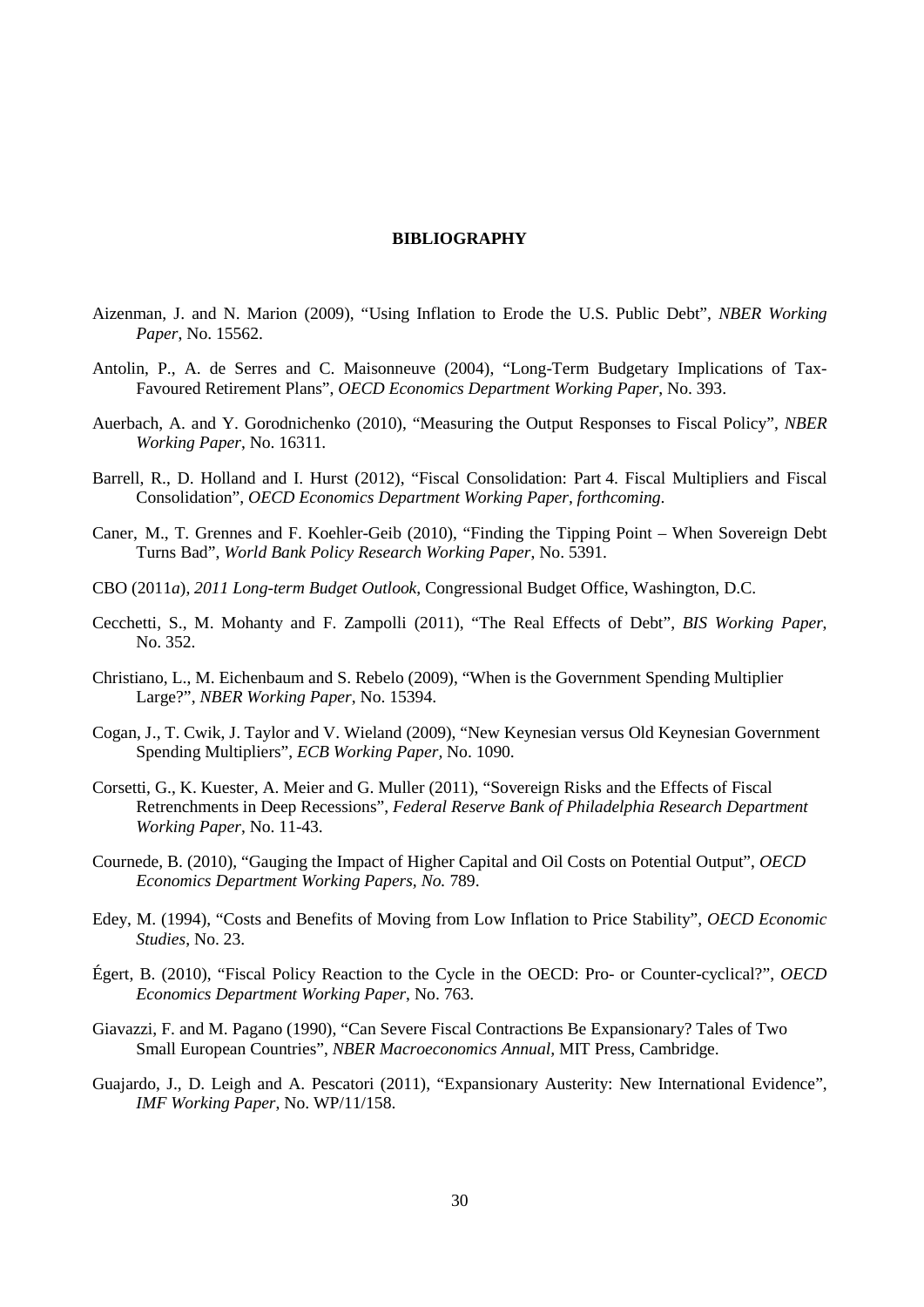# BIBLIOGRAPHY

Aizenman, J. and N. Marion (2009), "Using Inflation to Erode the U.S. Public Debt", *NBER Working Paper*, No. 15562.

Antolin, P., A. de Serres and C. Maisonneuve (2004), "Long-Term Budgetary Implications of Tax-Favoured Retirement Plans", *OECD Economics Department Working Paper*, No. 393.

Auerbach, A. and Y. Gorodnichenko (2010), "Measuring the Output Responses to Fiscal Policy", *NBER Working Paper*, No. 16311.

Barrell, R., D. Holland and I. Hurst (2012), "Fiscal Consolidation: Part 4. Fiscal Multipliers and Fiscal Consolidation", *OECD Economics Department Working Paper, forthcoming*.

Caner, M., T. Grennes and F. Koehler-Geib (2010), "Finding the Tipping Point – When Sovereign Debt Turns Bad", *World Bank Policy Research Working Paper*, No. 5391.

CBO (2011*a*), *2011 Long-term Budget Outlook*, Congressional Budget Office, Washington, D.C.

Cecchetti, S., M. Mohanty and F. Zampolli (2011), "The Real Effects of Debt", *BIS Working Paper*, No. 352.

Christiano, L., M. Eichenbaum and S. Rebelo (2009), "When is the Government Spending Multiplier Large?", *NBER Working Paper*, No. 15394.

Cogan, J., T. Cwik, J. Taylor and V. Wieland (2009), "New Keynesian versus Old Keynesian Government Spending Multipliers", *ECB Working Paper*, No. 1090.

Corsetti, G., K. Kuester, A. Meier and G. Muller (2011), "Sovereign Risks and the Effects of Fiscal Retrenchments in Deep Recessions", *Federal Reserve Bank of Philadelphia Research Department Working Paper*, No. 11-43.

Cournede, B. (2010), "Gauging the Impact of Higher Capital and Oil Costs on Potential Output", *OECD Economics Department Working Papers, No.* 789.

Edey, M. (1994), "Costs and Benefits of Moving from Low Inflation to Price Stability", *OECD Economic Studies*, No. 23.

Égert, B. (2010), "Fiscal Policy Reaction to the Cycle in the OECD: Pro- or Counter-cyclical?", *OECD Economics Department Working Paper*, No. 763.

Giavazzi, F. and M. Pagano (1990), "Can Severe Fiscal Contractions Be Expansionary? Tales of Two Small European Countries", *NBER Macroeconomics Annual*, MIT Press, Cambridge.

Guajardo, J., D. Leigh and A. Pescatori (2011), "Expansionary Austerity: New International Evidence", *IMF Working Paper*, No. WP/11/158.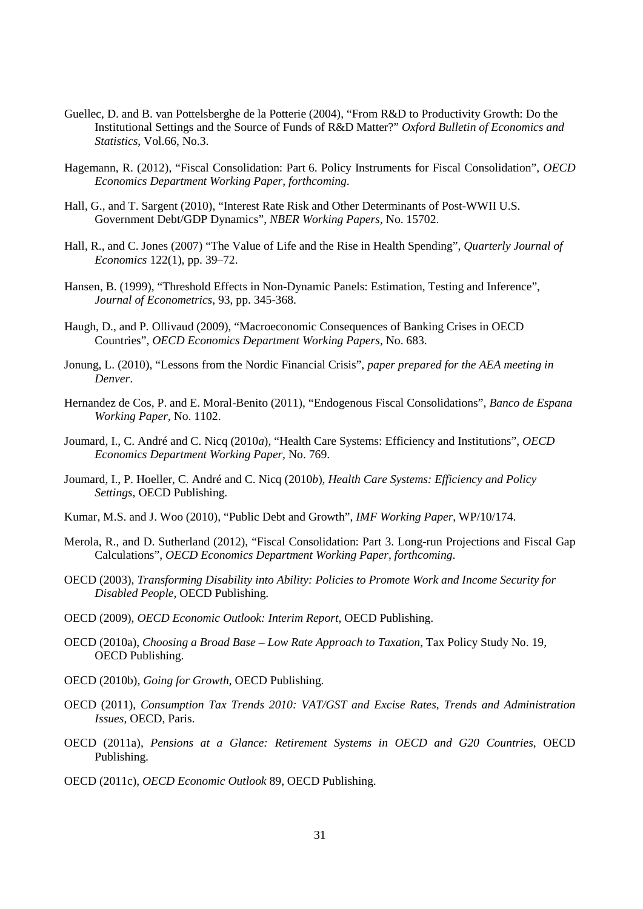Guellec, D. and B. van Pottelsberghe de la Potterie (2004), "From R&D to Productivity Growth: Do the Institutional Settings and the Source of Funds of R&D Matter?" *Oxford Bulletin of Economics and Statistics*, Vol.66, No.3.

Hagemann, R. (2012), "Fiscal Consolidation: Part 6. Policy Instruments for Fiscal Consolidation", *OECD Economics Department Working Paper, forthcoming*.

Hall, G., and T. Sargent (2010), "Interest Rate Risk and Other Determinants of Post-WWII U.S. Government Debt/GDP Dynamics", *NBER Working Papers*, No. 15702.

Hall, R., and C. Jones (2007) "The Value of Life and the Rise in Health Spending", *Quarterly Journal of Economics* 122(1), pp. 39–72.

Hansen, B. (1999), "Threshold Effects in Non-Dynamic Panels: Estimation, Testing and Inference", *Journal of Econometrics*, 93, pp. 345-368.

Haugh, D., and P. Ollivaud (2009), "Macroeconomic Consequences of Banking Crises in OECD Countries", *OECD Economics Department Working Papers*, No. 683.

Jonung, L. (2010), "Lessons from the Nordic Financial Crisis", *paper prepared for the AEA meeting in Denver*.

Hernandez de Cos, P. and E. Moral-Benito (2011), "Endogenous Fiscal Consolidations", *Banco de Espana Working Paper*, No. 1102.

Joumard, I., C. André and C. Nicq (2010*a*), "Health Care Systems: Efficiency and Institutions", *OECD Economics Department Working Paper*, No. 769.

Joumard, I., P. Hoeller, C. André and C. Nicq (2010*b*), *Health Care Systems: Efficiency and Policy Settings*, OECD Publishing.

Kumar, M.S. and J. Woo (2010), "Public Debt and Growth", *IMF Working Paper*, WP/10/174.

Merola, R., and D. Sutherland (2012), "Fiscal Consolidation: Part 3. Long-run Projections and Fiscal Gap Calculations", *OECD Economics Department Working Paper, forthcoming*.

OECD (2003), *Transforming Disability into Ability: Policies to Promote Work and Income Security for Disabled People*, OECD Publishing.

OECD (2009), *OECD Economic Outlook: Interim Report*, OECD Publishing.

OECD (2010a), *Choosing a Broad Base – Low Rate Approach to Taxation*, Tax Policy Study No. 19, OECD Publishing.

OECD (2010b), *Going for Growth*, OECD Publishing.

OECD (2011), *Consumption Tax Trends 2010: VAT/GST and Excise Rates, Trends and Administration Issues*, OECD, Paris.

OECD (2011a), *Pensions at a Glance: Retirement Systems in OECD and G20 Countries*, OECD Publishing.

OECD (2011c), *OECD Economic Outlook* 89, OECD Publishing.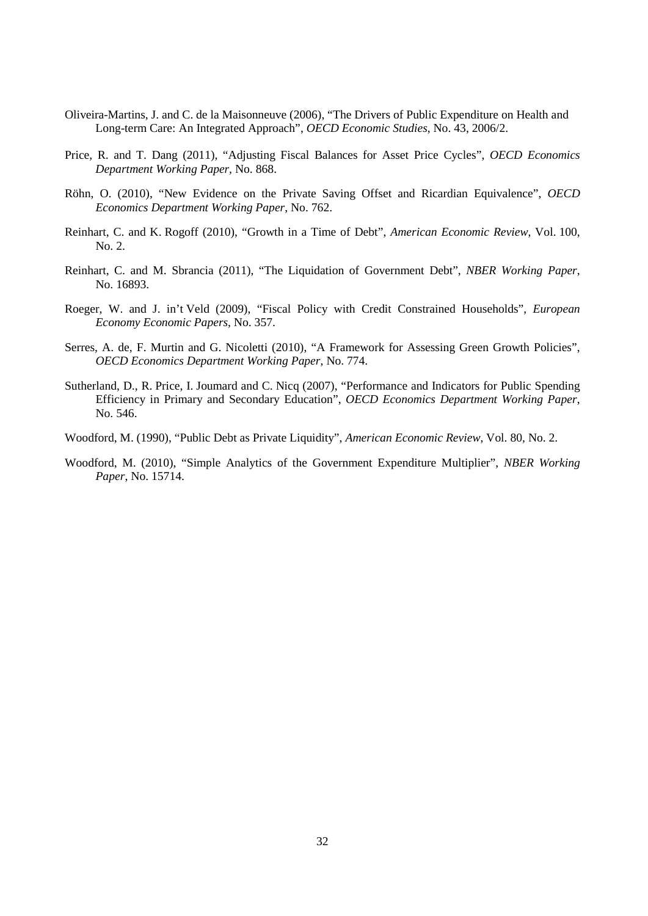Oliveira-Martins, J. and C. de la Maisonneuve (2006), "The Drivers of Public Expenditure on Health and Long-term Care: An Integrated Approach", *OECD Economic Studies*, No. 43, 2006/2.

Price, R. and T. Dang (2011), "Adjusting Fiscal Balances for Asset Price Cycles", *OECD Economics Department Working Paper*, No. 868.

Röhn, O. (2010), "New Evidence on the Private Saving Offset and Ricardian Equivalence", *OECD Economics Department Working Paper*, No. 762.

Reinhart, C. and K. Rogoff (2010), "Growth in a Time of Debt", *American Economic Review*, Vol. 100, No. 2.

Reinhart, C. and M. Sbrancia (2011), "The Liquidation of Government Debt", *NBER Working Paper*, No. 16893.

Roeger, W. and J. in't Veld (2009), "Fiscal Policy with Credit Constrained Households", *European Economy Economic Papers*, No. 357.

Serres, A. de, F. Murtin and G. Nicoletti (2010), "A Framework for Assessing Green Growth Policies", *OECD Economics Department Working Paper*, No. 774.

Sutherland, D., R. Price, I. Joumard and C. Nicq (2007), "Performance and Indicators for Public Spending Efficiency in Primary and Secondary Education", *OECD Economics Department Working Paper*, No. 546.

Woodford, M. (1990), "Public Debt as Private Liquidity", *American Economic Review*, Vol. 80, No. 2.

Woodford, M. (2010), "Simple Analytics of the Government Expenditure Multiplier", *NBER Working Paper*, No. 15714.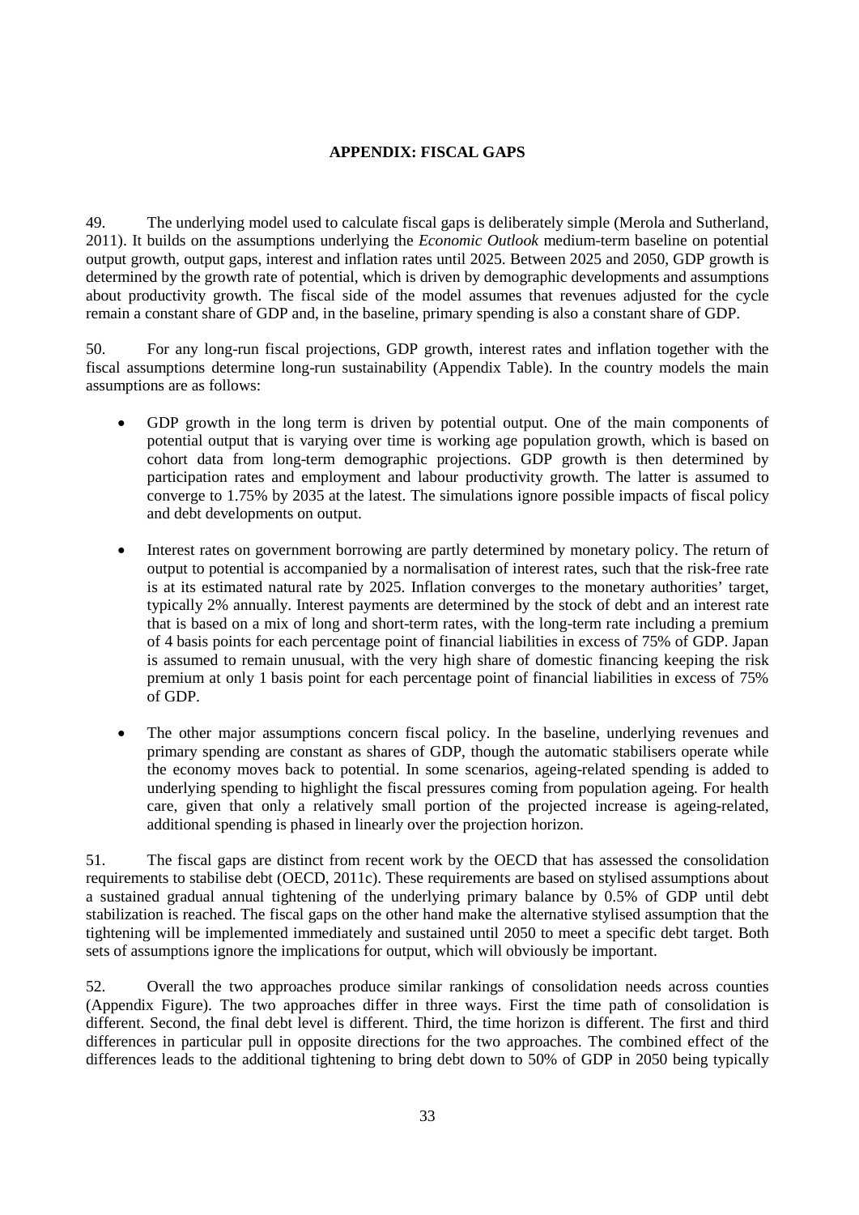**APPENDIX: FISCAL GAPS**

49. The underlying model used to calculate fiscal gaps is deliberately simple (Merola and Sutherland, 2011). It builds on the assumptions underlying the *Economic Outlook* medium-term baseline on potential output growth, output gaps, interest and inflation rates until 2025. Between 2025 and 2050, GDP growth is determined by the growth rate of potential, which is driven by demographic developments and assumptions about productivity growth. The fiscal side of the model assumes that revenues adjusted for the cycle remain a constant share of GDP and, in the baseline, primary spending is also a constant share of GDP.

50. For any long-run fiscal projections, GDP growth, interest rates and inflation together with the fiscal assumptions determine long-run sustainability (Appendix Table). In the country models the main assumptions are as follows:

- GDP growth in the long term is driven by potential output. One of the main components of potential output that is varying over time is working age population growth, which is based on cohort data from long-term demographic projections. GDP growth is then determined by participation rates and employment and labour productivity growth. The latter is assumed to converge to 1.75% by 2035 at the latest. The simulations ignore possible impacts of fiscal policy and debt developments on output.
- Interest rates on government borrowing are partly determined by monetary policy. The return of output to potential is accompanied by a normalisation of interest rates, such that the risk-free rate is at its estimated natural rate by 2025. Inflation converges to the monetary authorities' target, typically 2% annually. Interest payments are determined by the stock of debt and an interest rate that is based on a mix of long and short-term rates, with the long-term rate including a premium of 4 basis points for each percentage point of financial liabilities in excess of 75% of GDP. Japan is assumed to remain unusual, with the very high share of domestic financing keeping the risk premium at only 1 basis point for each percentage point of financial liabilities in excess of 75% of GDP.
- The other major assumptions concern fiscal policy. In the baseline, underlying revenues and primary spending are constant as shares of GDP, though the automatic stabilisers operate while the economy moves back to potential. In some scenarios, ageing-related spending is added to underlying spending to highlight the fiscal pressures coming from population ageing. For health care, given that only a relatively small portion of the projected increase is ageing-related, additional spending is phased in linearly over the projection horizon.

51. The fiscal gaps are distinct from recent work by the OECD that has assessed the consolidation requirements to stabilise debt (OECD, 2011c). These requirements are based on stylised assumptions about a sustained gradual annual tightening of the underlying primary balance by 0.5% of GDP until debt stabilization is reached. The fiscal gaps on the other hand make the alternative stylised assumption that the tightening will be implemented immediately and sustained until 2050 to meet a specific debt target. Both sets of assumptions ignore the implications for output, which will obviously be important.

52. Overall the two approaches produce similar rankings of consolidation needs across counties (Appendix Figure). The two approaches differ in three ways. First the time path of consolidation is different. Second, the final debt level is different. Third, the time horizon is different. The first and third differences in particular pull in opposite directions for the two approaches. The combined effect of the differences leads to the additional tightening to bring debt down to 50% of GDP in 2050 being typically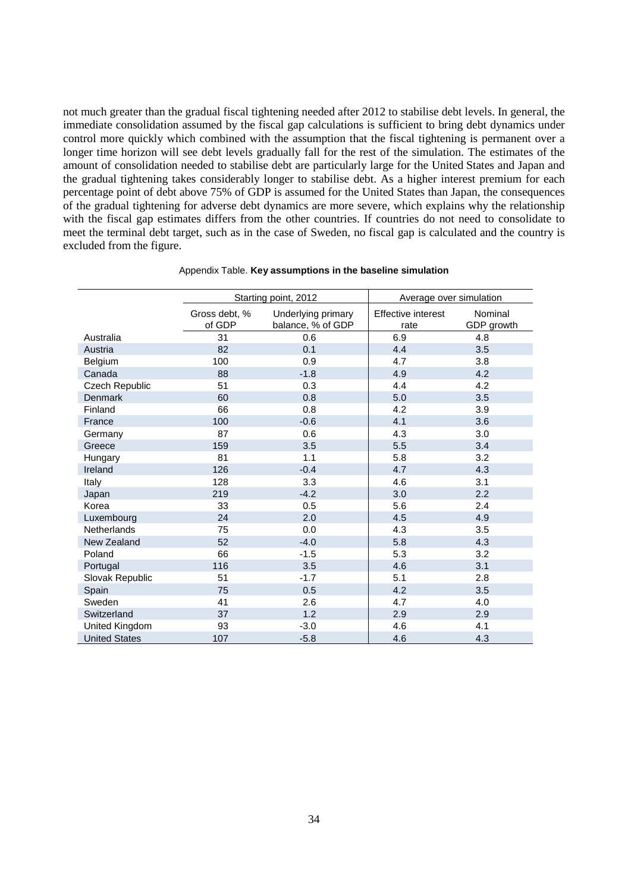not much greater than the gradual fiscal tightening needed after 2012 to stabilise debt levels. In general, the immediate consolidation assumed by the fiscal gap calculations is sufficient to bring debt dynamics under control more quickly which combined with the assumption that the fiscal tightening is permanent over a longer time horizon will see debt levels gradually fall for the rest of the simulation. The estimates of the amount of consolidation needed to stabilise debt are particularly large for the United States and Japan and the gradual tightening takes considerably longer to stabilise debt. As a higher interest premium for each percentage point of debt above 75% of GDP is assumed for the United States than Japan, the consequences of the gradual tightening for adverse debt dynamics are more severe, which explains why the relationship with the fiscal gap estimates differs from the other countries. If countries do not need to consolidate to meet the terminal debt target, such as in the case of Sweden, no fiscal gap is calculated and the country is excluded from the figure.

Appendix Table. **Key assumptions in the baseline simulation**

| | Starting point, 2012 | | Average over simulation | |
|---|---|---|---|---|
| | Gross debt, % of GDP | Underlying primary balance, % of GDP | Effective interest rate | Nominal GDP growth |
| Australia | 31 | 0.6 | 6.9 | 4.8 |
| Austria | 82 | 0.1 | 4.4 | 3.5 |
| Belgium | 100 | 0.9 | 4.7 | 3.8 |
| Canada | 88 | -1.8 | 4.9 | 4.2 |
| Czech Republic | 51 | 0.3 | 4.4 | 4.2 |
| Denmark | 60 | 0.8 | 5.0 | 3.5 |
| Finland | 66 | 0.8 | 4.2 | 3.9 |
| France | 100 | -0.6 | 4.1 | 3.6 |
| Germany | 87 | 0.6 | 4.3 | 3.0 |
| Greece | 159 | 3.5 | 5.5 | 3.4 |
| Hungary | 81 | 1.1 | 5.8 | 3.2 |
| Ireland | 126 | -0.4 | 4.7 | 4.3 |
| Italy | 128 | 3.3 | 4.6 | 3.1 |
| Japan | 219 | -4.2 | 3.0 | 2.2 |
| Korea | 33 | 0.5 | 5.6 | 2.4 |
| Luxembourg | 24 | 2.0 | 4.5 | 4.9 |
| Netherlands | 75 | 0.0 | 4.3 | 3.5 |
| New Zealand | 52 | -4.0 | 5.8 | 4.3 |
| Poland | 66 | -1.5 | 5.3 | 3.2 |
| Portugal | 116 | 3.5 | 4.6 | 3.1 |
| Slovak Republic | 51 | -1.7 | 5.1 | 2.8 |
| Spain | 75 | 0.5 | 4.2 | 3.5 |
| Sweden | 41 | 2.6 | 4.7 | 4.0 |
| Switzerland | 37 | 1.2 | 2.9 | 2.9 |
| United Kingdom | 93 | -3.0 | 4.6 | 4.1 |
| United States | 107 | -5.8 | 4.6 | 4.3 |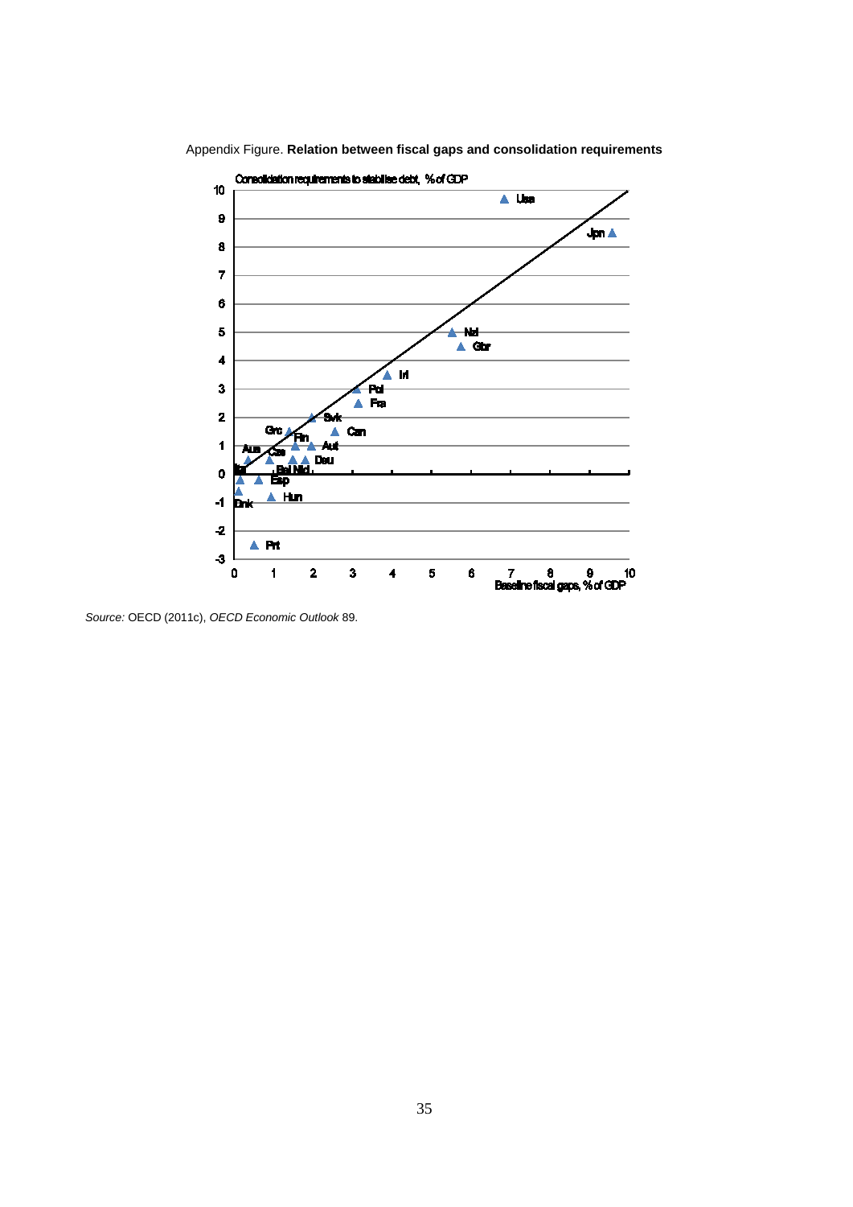Appendix Figure. **Relation between fiscal gaps and consolidation requirements**

Consolidation requirements to stabilise debt, % of GDP

10
9
8
7
6
5
4
3
2
1
0
-1
-2
-3

0 1 2 3 4 5 6 7 8 9 10

Baseline fiscal gaps, % of GDP

Usa
Jpn
Nzl
Gbr
Irl
Pol
Fra
Svk
Grc
Can
Fin
Aut
Aus
Che
Deu
Isr
Bel
Nld
Esp
Hun
Dnk
Prt

*Source:* OECD (2011c), *OECD Economic Outlook* 89.